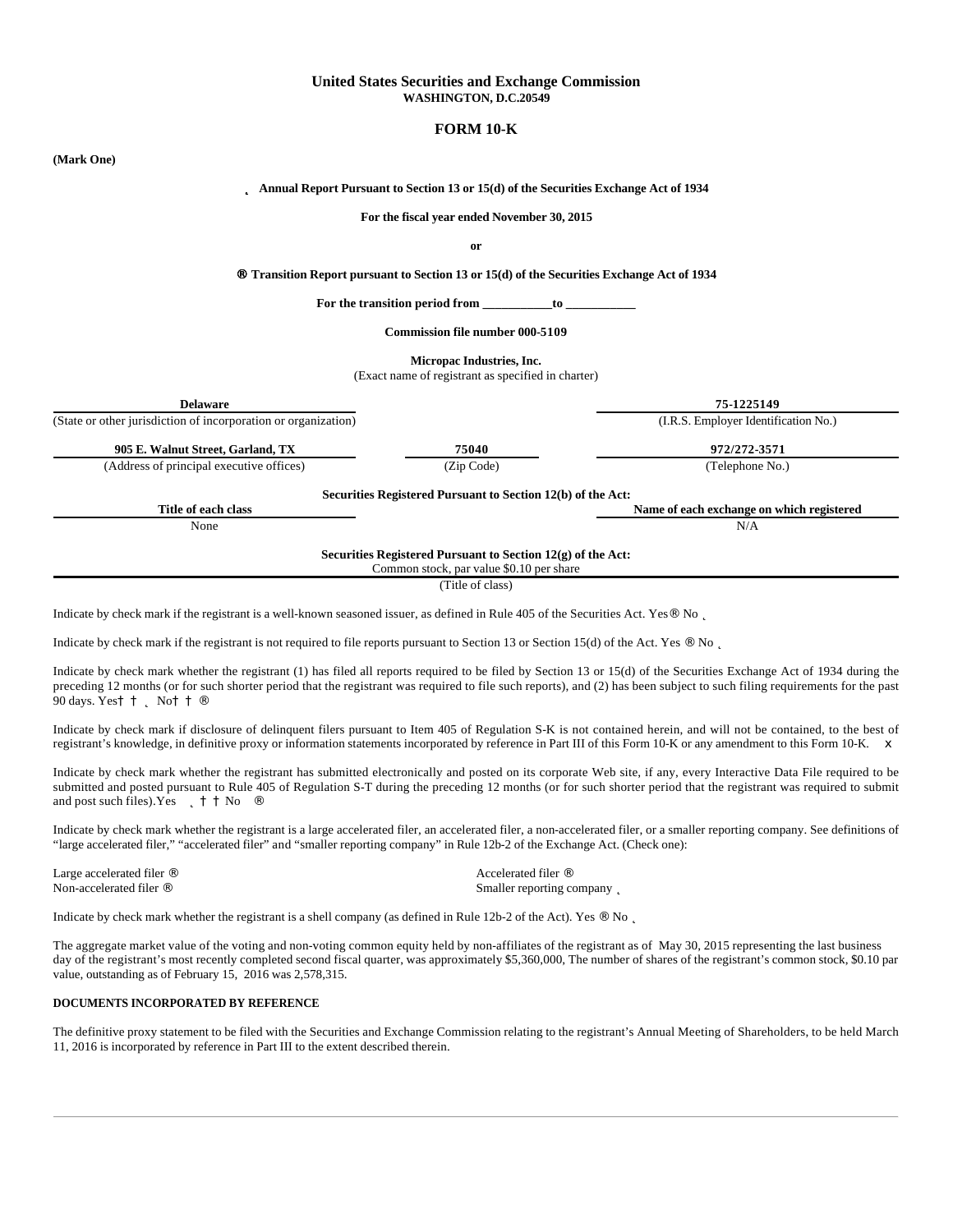# United States Securities and Exchange Commission
**WASHINGTON, D.C.20549**

## FORM 10-K

**(Mark One)**

˛ **Annual Report Pursuant to Section 13 or 15(d) of the Securities Exchange Act of 1934**

**For the fiscal year ended November 30, 2015**

**or**

® **Transition Report pursuant to Section 13 or 15(d) of the Securities Exchange Act of 1934**

**For the transition period from ___________to ___________**

**Commission file number 000-5109**

**Micropac Industries, Inc.**
(Exact name of registrant as specified in charter)

| **Delaware** | | **75-1225149** |
|---|---|---|
| (State or other jurisdiction of incorporation or organization) | | (I.R.S. Employer Identification No.) |
| **905 E. Walnut Street, Garland, TX** | **75040** | **972/272-3571** |
| (Address of principal executive offices) | (Zip Code) | (Telephone No.) |

**Securities Registered Pursuant to Section 12(b) of the Act:**

| Title of each class | Name of each exchange on which registered |
|---|---|
| None | N/A |

**Securities Registered Pursuant to Section 12(g) of the Act:**
Common stock, par value $0.10 per share
(Title of class)

Indicate by check mark if the registrant is a well-known seasoned issuer, as defined in Rule 405 of the Securities Act. Yes® No ˛

Indicate by check mark if the registrant is not required to file reports pursuant to Section 13 or Section 15(d) of the Act. Yes ® No ˛

Indicate by check mark whether the registrant (1) has filed all reports required to be filed by Section 13 or 15(d) of the Securities Exchange Act of 1934 during the preceding 12 months (or for such shorter period that the registrant was required to file such reports), and (2) has been subject to such filing requirements for the past 90 days. Yes† † ˛ No† † ®

Indicate by check mark if disclosure of delinquent filers pursuant to Item 405 of Regulation S-K is not contained herein, and will not be contained, to the best of registrant's knowledge, in definitive proxy or information statements incorporated by reference in Part III of this Form 10-K or any amendment to this Form 10-K. x

Indicate by check mark whether the registrant has submitted electronically and posted on its corporate Web site, if any, every Interactive Data File required to be submitted and posted pursuant to Rule 405 of Regulation S-T during the preceding 12 months (or for such shorter period that the registrant was required to submit and post such files).Yes ˛ † † No ®

Indicate by check mark whether the registrant is a large accelerated filer, an accelerated filer, a non-accelerated filer, or a smaller reporting company. See definitions of "large accelerated filer," "accelerated filer" and "smaller reporting company" in Rule 12b-2 of the Exchange Act. (Check one):

Large accelerated filer ® Accelerated filer ®
Non-accelerated filer ® Smaller reporting company ˛

Indicate by check mark whether the registrant is a shell company (as defined in Rule 12b-2 of the Act). Yes ® No ˛

The aggregate market value of the voting and non-voting common equity held by non-affiliates of the registrant as of May 30, 2015 representing the last business day of the registrant's most recently completed second fiscal quarter, was approximately $5,360,000, The number of shares of the registrant's common stock, $0.10 par value, outstanding as of February 15, 2016 was 2,578,315.

**DOCUMENTS INCORPORATED BY REFERENCE**

The definitive proxy statement to be filed with the Securities and Exchange Commission relating to the registrant's Annual Meeting of Shareholders, to be held March 11, 2016 is incorporated by reference in Part III to the extent described therein.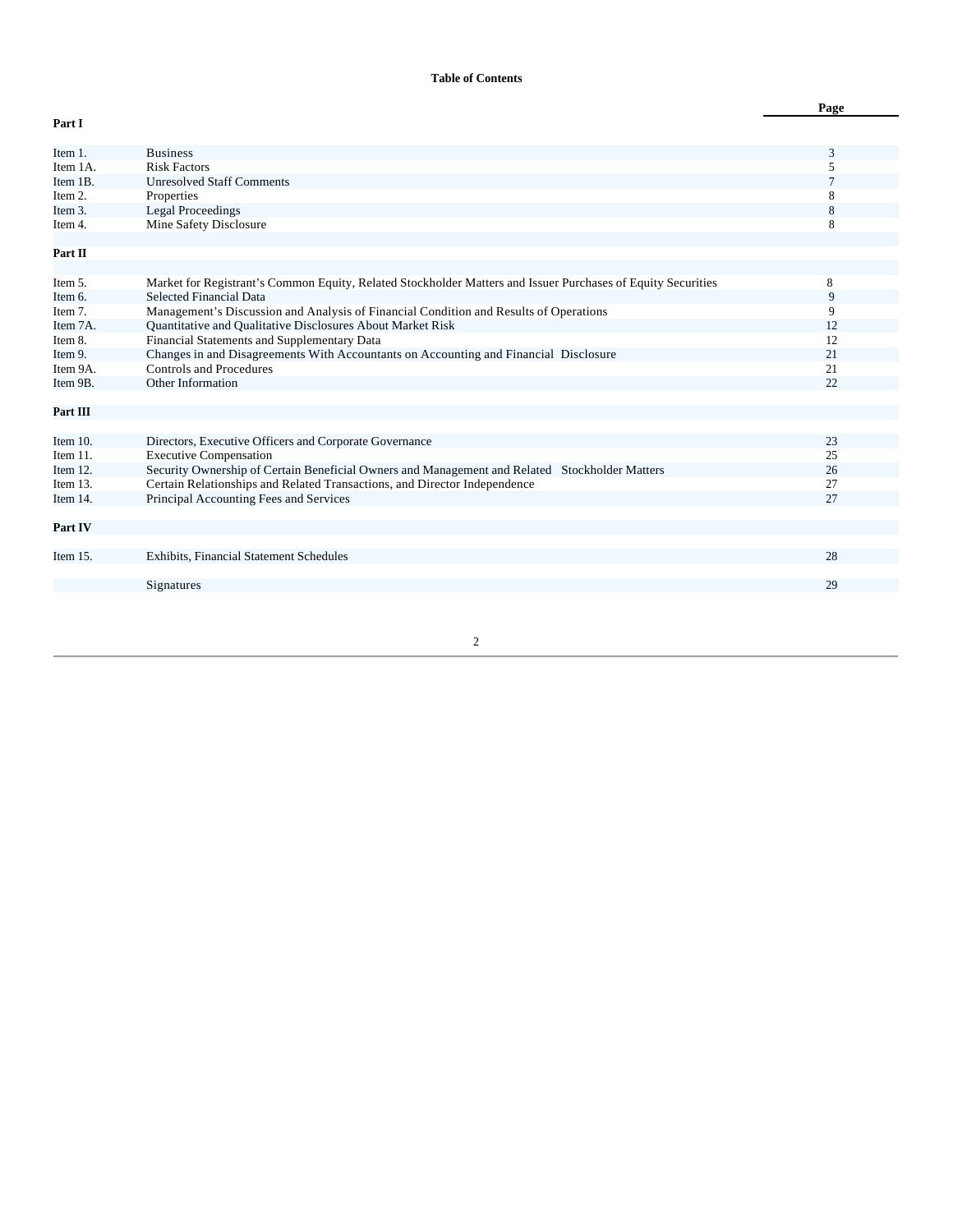## Table of Contents

| | | Page |
|---|---|---|
| **Part I** | | |
| Item 1. | Business | 3 |
| Item 1A. | Risk Factors | 5 |
| Item 1B. | Unresolved Staff Comments | 7 |
| Item 2. | Properties | 8 |
| Item 3. | Legal Proceedings | 8 |
| Item 4. | Mine Safety Disclosure | 8 |
| **Part II** | | |
| Item 5. | Market for Registrant's Common Equity, Related Stockholder Matters and Issuer Purchases of Equity Securities | 8 |
| Item 6. | Selected Financial Data | 9 |
| Item 7. | Management's Discussion and Analysis of Financial Condition and Results of Operations | 9 |
| Item 7A. | Quantitative and Qualitative Disclosures About Market Risk | 12 |
| Item 8. | Financial Statements and Supplementary Data | 12 |
| Item 9. | Changes in and Disagreements With Accountants on Accounting and Financial Disclosure | 21 |
| Item 9A. | Controls and Procedures | 21 |
| Item 9B. | Other Information | 22 |
| **Part III** | | |
| Item 10. | Directors, Executive Officers and Corporate Governance | 23 |
| Item 11. | Executive Compensation | 25 |
| Item 12. | Security Ownership of Certain Beneficial Owners and Management and Related Stockholder Matters | 26 |
| Item 13. | Certain Relationships and Related Transactions, and Director Independence | 27 |
| Item 14. | Principal Accounting Fees and Services | 27 |
| **Part IV** | | |
| Item 15. | Exhibits, Financial Statement Schedules | 28 |
| | Signatures | 29 |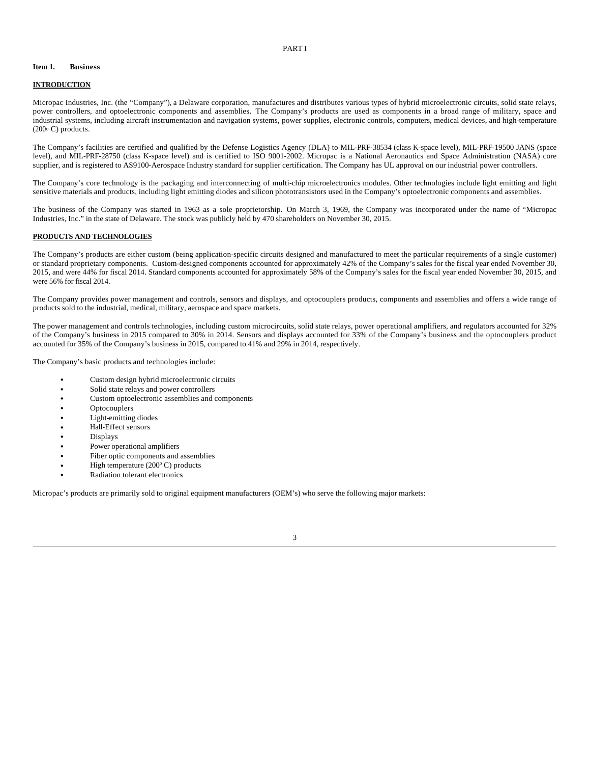PART I

**Item 1. Business**

**INTRODUCTION**

Micropac Industries, Inc. (the "Company"), a Delaware corporation, manufactures and distributes various types of hybrid microelectronic circuits, solid state relays, power controllers, and optoelectronic components and assemblies. The Company's products are used as components in a broad range of military, space and industrial systems, including aircraft instrumentation and navigation systems, power supplies, electronic controls, computers, medical devices, and high-temperature (200º C) products.

The Company's facilities are certified and qualified by the Defense Logistics Agency (DLA) to MIL-PRF-38534 (class K-space level), MIL-PRF-19500 JANS (space level), and MIL-PRF-28750 (class K-space level) and is certified to ISO 9001-2002. Micropac is a National Aeronautics and Space Administration (NASA) core supplier, and is registered to AS9100-Aerospace Industry standard for supplier certification. The Company has UL approval on our industrial power controllers.

The Company's core technology is the packaging and interconnecting of multi-chip microelectronics modules. Other technologies include light emitting and light sensitive materials and products, including light emitting diodes and silicon phototransistors used in the Company's optoelectronic components and assemblies.

The business of the Company was started in 1963 as a sole proprietorship. On March 3, 1969, the Company was incorporated under the name of "Micropac Industries, Inc." in the state of Delaware. The stock was publicly held by 470 shareholders on November 30, 2015.

**PRODUCTS AND TECHNOLOGIES**

The Company's products are either custom (being application-specific circuits designed and manufactured to meet the particular requirements of a single customer) or standard proprietary components. Custom-designed components accounted for approximately 42% of the Company's sales for the fiscal year ended November 30, 2015, and were 44% for fiscal 2014. Standard components accounted for approximately 58% of the Company's sales for the fiscal year ended November 30, 2015, and were 56% for fiscal 2014.

The Company provides power management and controls, sensors and displays, and optocouplers products, components and assemblies and offers a wide range of products sold to the industrial, medical, military, aerospace and space markets.

The power management and controls technologies, including custom microcircuits, solid state relays, power operational amplifiers, and regulators accounted for 32% of the Company's business in 2015 compared to 30% in 2014. Sensors and displays accounted for 33% of the Company's business and the optocouplers product accounted for 35% of the Company's business in 2015, compared to 41% and 29% in 2014, respectively.

The Company's basic products and technologies include:

- Custom design hybrid microelectronic circuits
- Solid state relays and power controllers
- Custom optoelectronic assemblies and components
- Optocouplers
- Light-emitting diodes
- Hall-Effect sensors
- Displays
- Power operational amplifiers
- Fiber optic components and assemblies
- High temperature (200º C) products
- Radiation tolerant electronics

Micropac's products are primarily sold to original equipment manufacturers (OEM's) who serve the following major markets: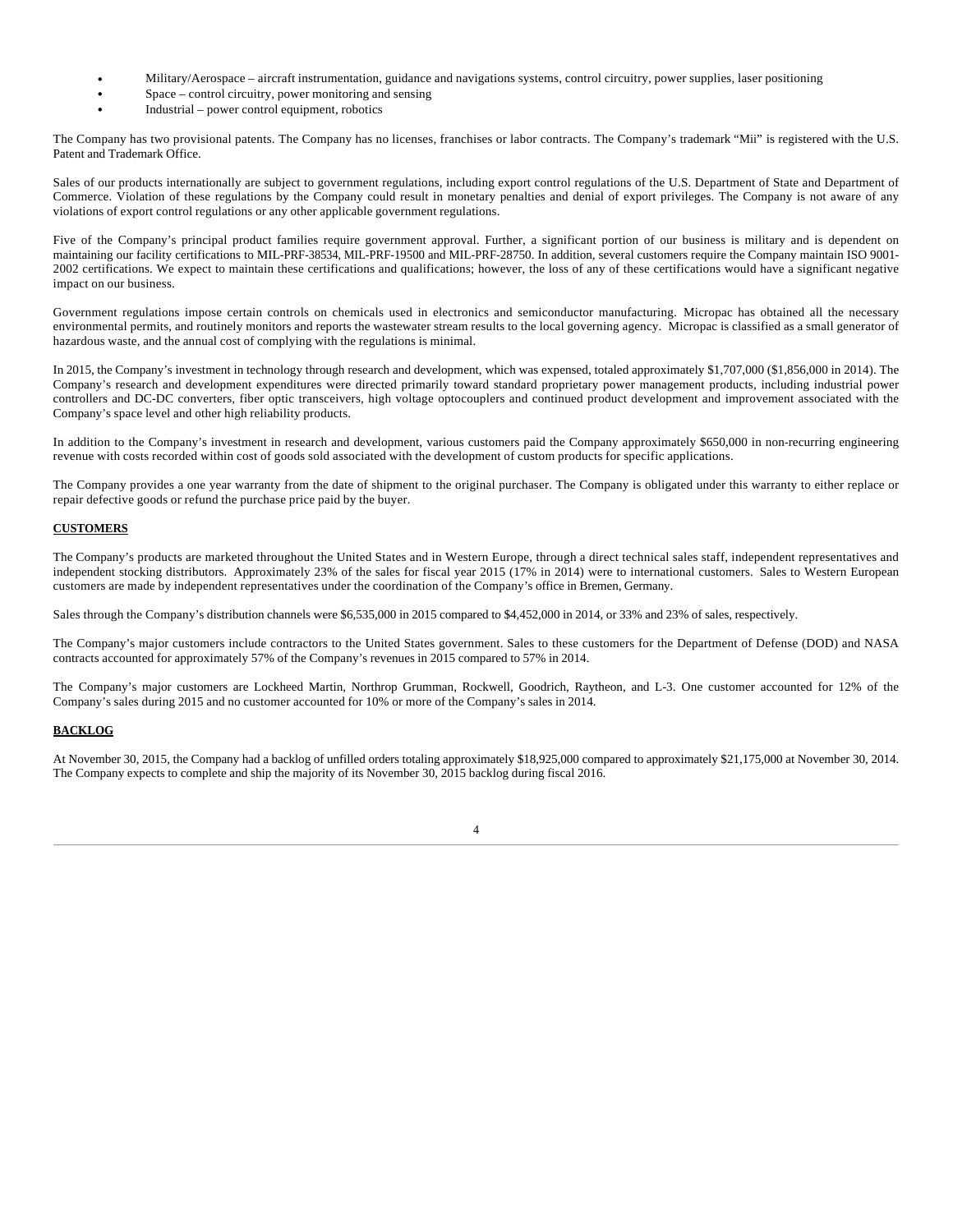- Military/Aerospace – aircraft instrumentation, guidance and navigations systems, control circuitry, power supplies, laser positioning
- Space – control circuitry, power monitoring and sensing
- Industrial – power control equipment, robotics

The Company has two provisional patents. The Company has no licenses, franchises or labor contracts. The Company's trademark "Mii" is registered with the U.S. Patent and Trademark Office.

Sales of our products internationally are subject to government regulations, including export control regulations of the U.S. Department of State and Department of Commerce. Violation of these regulations by the Company could result in monetary penalties and denial of export privileges. The Company is not aware of any violations of export control regulations or any other applicable government regulations.

Five of the Company's principal product families require government approval. Further, a significant portion of our business is military and is dependent on maintaining our facility certifications to MIL-PRF-38534, MIL-PRF-19500 and MIL-PRF-28750. In addition, several customers require the Company maintain ISO 9001-2002 certifications. We expect to maintain these certifications and qualifications; however, the loss of any of these certifications would have a significant negative impact on our business.

Government regulations impose certain controls on chemicals used in electronics and semiconductor manufacturing. Micropac has obtained all the necessary environmental permits, and routinely monitors and reports the wastewater stream results to the local governing agency. Micropac is classified as a small generator of hazardous waste, and the annual cost of complying with the regulations is minimal.

In 2015, the Company's investment in technology through research and development, which was expensed, totaled approximately $1,707,000 ($1,856,000 in 2014). The Company's research and development expenditures were directed primarily toward standard proprietary power management products, including industrial power controllers and DC-DC converters, fiber optic transceivers, high voltage optocouplers and continued product development and improvement associated with the Company's space level and other high reliability products.

In addition to the Company's investment in research and development, various customers paid the Company approximately $650,000 in non-recurring engineering revenue with costs recorded within cost of goods sold associated with the development of custom products for specific applications.

The Company provides a one year warranty from the date of shipment to the original purchaser. The Company is obligated under this warranty to either replace or repair defective goods or refund the purchase price paid by the buyer.

**CUSTOMERS**

The Company's products are marketed throughout the United States and in Western Europe, through a direct technical sales staff, independent representatives and independent stocking distributors. Approximately 23% of the sales for fiscal year 2015 (17% in 2014) were to international customers. Sales to Western European customers are made by independent representatives under the coordination of the Company's office in Bremen, Germany.

Sales through the Company's distribution channels were $6,535,000 in 2015 compared to $4,452,000 in 2014, or 33% and 23% of sales, respectively.

The Company's major customers include contractors to the United States government. Sales to these customers for the Department of Defense (DOD) and NASA contracts accounted for approximately 57% of the Company's revenues in 2015 compared to 57% in 2014.

The Company's major customers are Lockheed Martin, Northrop Grumman, Rockwell, Goodrich, Raytheon, and L-3. One customer accounted for 12% of the Company's sales during 2015 and no customer accounted for 10% or more of the Company's sales in 2014.

**BACKLOG**

At November 30, 2015, the Company had a backlog of unfilled orders totaling approximately $18,925,000 compared to approximately $21,175,000 at November 30, 2014. The Company expects to complete and ship the majority of its November 30, 2015 backlog during fiscal 2016.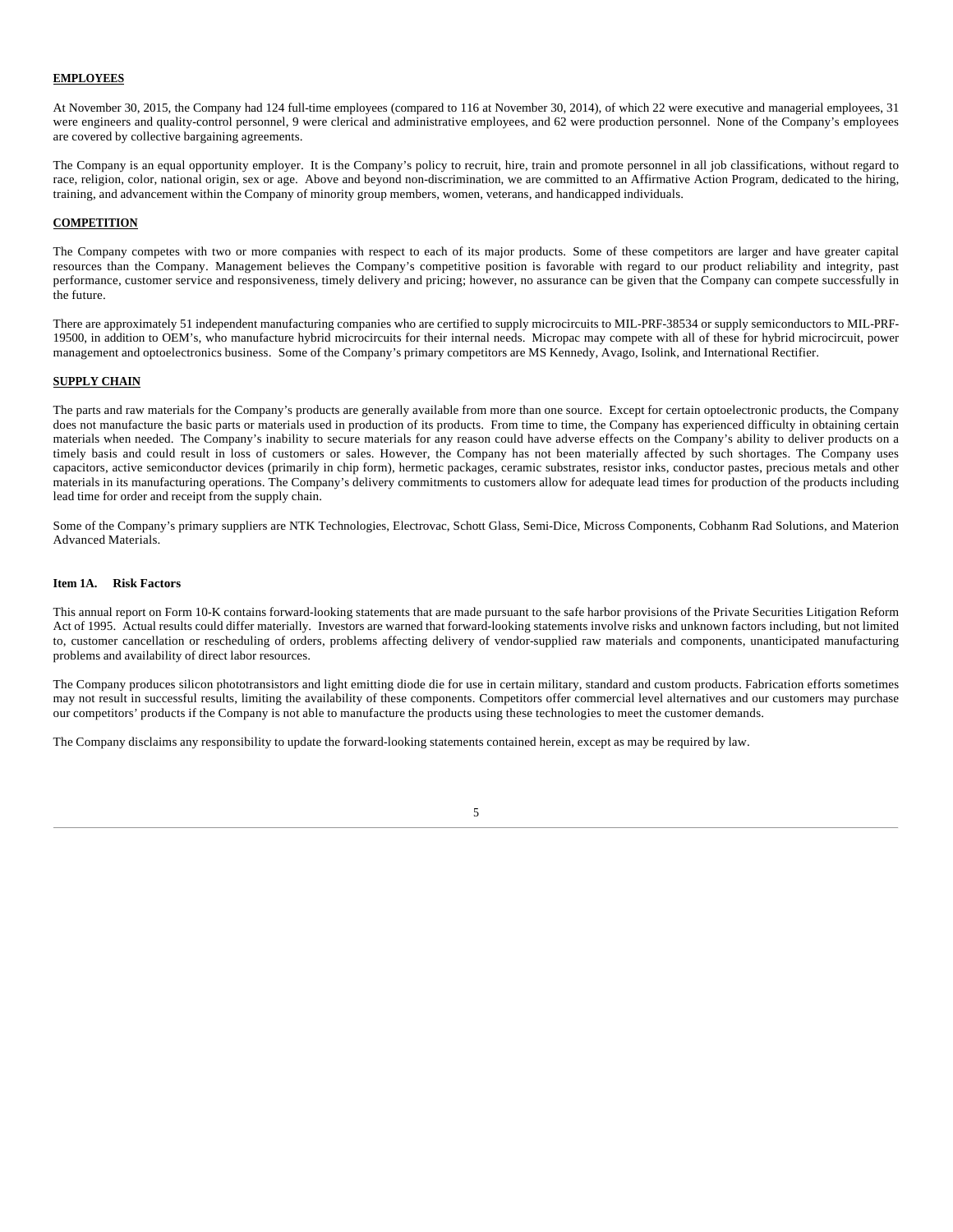**EMPLOYEES**

At November 30, 2015, the Company had 124 full-time employees (compared to 116 at November 30, 2014), of which 22 were executive and managerial employees, 31 were engineers and quality-control personnel, 9 were clerical and administrative employees, and 62 were production personnel. None of the Company's employees are covered by collective bargaining agreements.

The Company is an equal opportunity employer. It is the Company's policy to recruit, hire, train and promote personnel in all job classifications, without regard to race, religion, color, national origin, sex or age. Above and beyond non-discrimination, we are committed to an Affirmative Action Program, dedicated to the hiring, training, and advancement within the Company of minority group members, women, veterans, and handicapped individuals.

**COMPETITION**

The Company competes with two or more companies with respect to each of its major products. Some of these competitors are larger and have greater capital resources than the Company. Management believes the Company's competitive position is favorable with regard to our product reliability and integrity, past performance, customer service and responsiveness, timely delivery and pricing; however, no assurance can be given that the Company can compete successfully in the future.

There are approximately 51 independent manufacturing companies who are certified to supply microcircuits to MIL-PRF-38534 or supply semiconductors to MIL-PRF-19500, in addition to OEM's, who manufacture hybrid microcircuits for their internal needs. Micropac may compete with all of these for hybrid microcircuit, power management and optoelectronics business. Some of the Company's primary competitors are MS Kennedy, Avago, Isolink, and International Rectifier.

**SUPPLY CHAIN**

The parts and raw materials for the Company's products are generally available from more than one source. Except for certain optoelectronic products, the Company does not manufacture the basic parts or materials used in production of its products. From time to time, the Company has experienced difficulty in obtaining certain materials when needed. The Company's inability to secure materials for any reason could have adverse effects on the Company's ability to deliver products on a timely basis and could result in loss of customers or sales. However, the Company has not been materially affected by such shortages. The Company uses capacitors, active semiconductor devices (primarily in chip form), hermetic packages, ceramic substrates, resistor inks, conductor pastes, precious metals and other materials in its manufacturing operations. The Company's delivery commitments to customers allow for adequate lead times for production of the products including lead time for order and receipt from the supply chain.

Some of the Company's primary suppliers are NTK Technologies, Electrovac, Schott Glass, Semi-Dice, Micross Components, Cobhanm Rad Solutions, and Materion Advanced Materials.

**Item 1A. Risk Factors**

This annual report on Form 10-K contains forward-looking statements that are made pursuant to the safe harbor provisions of the Private Securities Litigation Reform Act of 1995. Actual results could differ materially. Investors are warned that forward-looking statements involve risks and unknown factors including, but not limited to, customer cancellation or rescheduling of orders, problems affecting delivery of vendor-supplied raw materials and components, unanticipated manufacturing problems and availability of direct labor resources.

The Company produces silicon phototransistors and light emitting diode die for use in certain military, standard and custom products. Fabrication efforts sometimes may not result in successful results, limiting the availability of these components. Competitors offer commercial level alternatives and our customers may purchase our competitors' products if the Company is not able to manufacture the products using these technologies to meet the customer demands.

The Company disclaims any responsibility to update the forward-looking statements contained herein, except as may be required by law.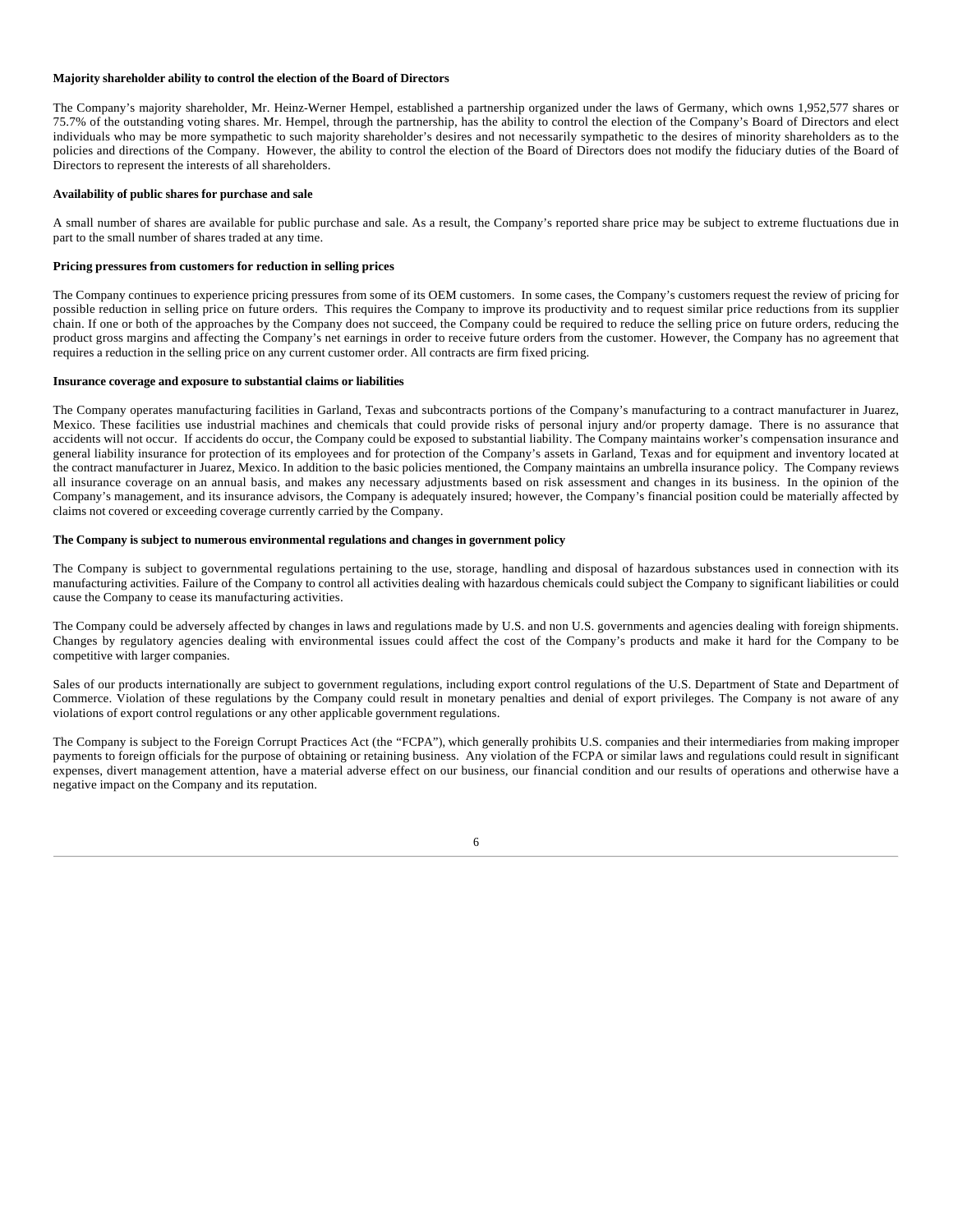**Majority shareholder ability to control the election of the Board of Directors**

The Company's majority shareholder, Mr. Heinz-Werner Hempel, established a partnership organized under the laws of Germany, which owns 1,952,577 shares or 75.7% of the outstanding voting shares. Mr. Hempel, through the partnership, has the ability to control the election of the Company's Board of Directors and elect individuals who may be more sympathetic to such majority shareholder's desires and not necessarily sympathetic to the desires of minority shareholders as to the policies and directions of the Company. However, the ability to control the election of the Board of Directors does not modify the fiduciary duties of the Board of Directors to represent the interests of all shareholders.

**Availability of public shares for purchase and sale**

A small number of shares are available for public purchase and sale. As a result, the Company's reported share price may be subject to extreme fluctuations due in part to the small number of shares traded at any time.

**Pricing pressures from customers for reduction in selling prices**

The Company continues to experience pricing pressures from some of its OEM customers. In some cases, the Company's customers request the review of pricing for possible reduction in selling price on future orders. This requires the Company to improve its productivity and to request similar price reductions from its supplier chain. If one or both of the approaches by the Company does not succeed, the Company could be required to reduce the selling price on future orders, reducing the product gross margins and affecting the Company's net earnings in order to receive future orders from the customer. However, the Company has no agreement that requires a reduction in the selling price on any current customer order. All contracts are firm fixed pricing.

**Insurance coverage and exposure to substantial claims or liabilities**

The Company operates manufacturing facilities in Garland, Texas and subcontracts portions of the Company's manufacturing to a contract manufacturer in Juarez, Mexico. These facilities use industrial machines and chemicals that could provide risks of personal injury and/or property damage. There is no assurance that accidents will not occur. If accidents do occur, the Company could be exposed to substantial liability. The Company maintains worker's compensation insurance and general liability insurance for protection of its employees and for protection of the Company's assets in Garland, Texas and for equipment and inventory located at the contract manufacturer in Juarez, Mexico. In addition to the basic policies mentioned, the Company maintains an umbrella insurance policy. The Company reviews all insurance coverage on an annual basis, and makes any necessary adjustments based on risk assessment and changes in its business. In the opinion of the Company's management, and its insurance advisors, the Company is adequately insured; however, the Company's financial position could be materially affected by claims not covered or exceeding coverage currently carried by the Company.

**The Company is subject to numerous environmental regulations and changes in government policy**

The Company is subject to governmental regulations pertaining to the use, storage, handling and disposal of hazardous substances used in connection with its manufacturing activities. Failure of the Company to control all activities dealing with hazardous chemicals could subject the Company to significant liabilities or could cause the Company to cease its manufacturing activities.

The Company could be adversely affected by changes in laws and regulations made by U.S. and non U.S. governments and agencies dealing with foreign shipments. Changes by regulatory agencies dealing with environmental issues could affect the cost of the Company's products and make it hard for the Company to be competitive with larger companies.

Sales of our products internationally are subject to government regulations, including export control regulations of the U.S. Department of State and Department of Commerce. Violation of these regulations by the Company could result in monetary penalties and denial of export privileges. The Company is not aware of any violations of export control regulations or any other applicable government regulations.

The Company is subject to the Foreign Corrupt Practices Act (the "FCPA"), which generally prohibits U.S. companies and their intermediaries from making improper payments to foreign officials for the purpose of obtaining or retaining business. Any violation of the FCPA or similar laws and regulations could result in significant expenses, divert management attention, have a material adverse effect on our business, our financial condition and our results of operations and otherwise have a negative impact on the Company and its reputation.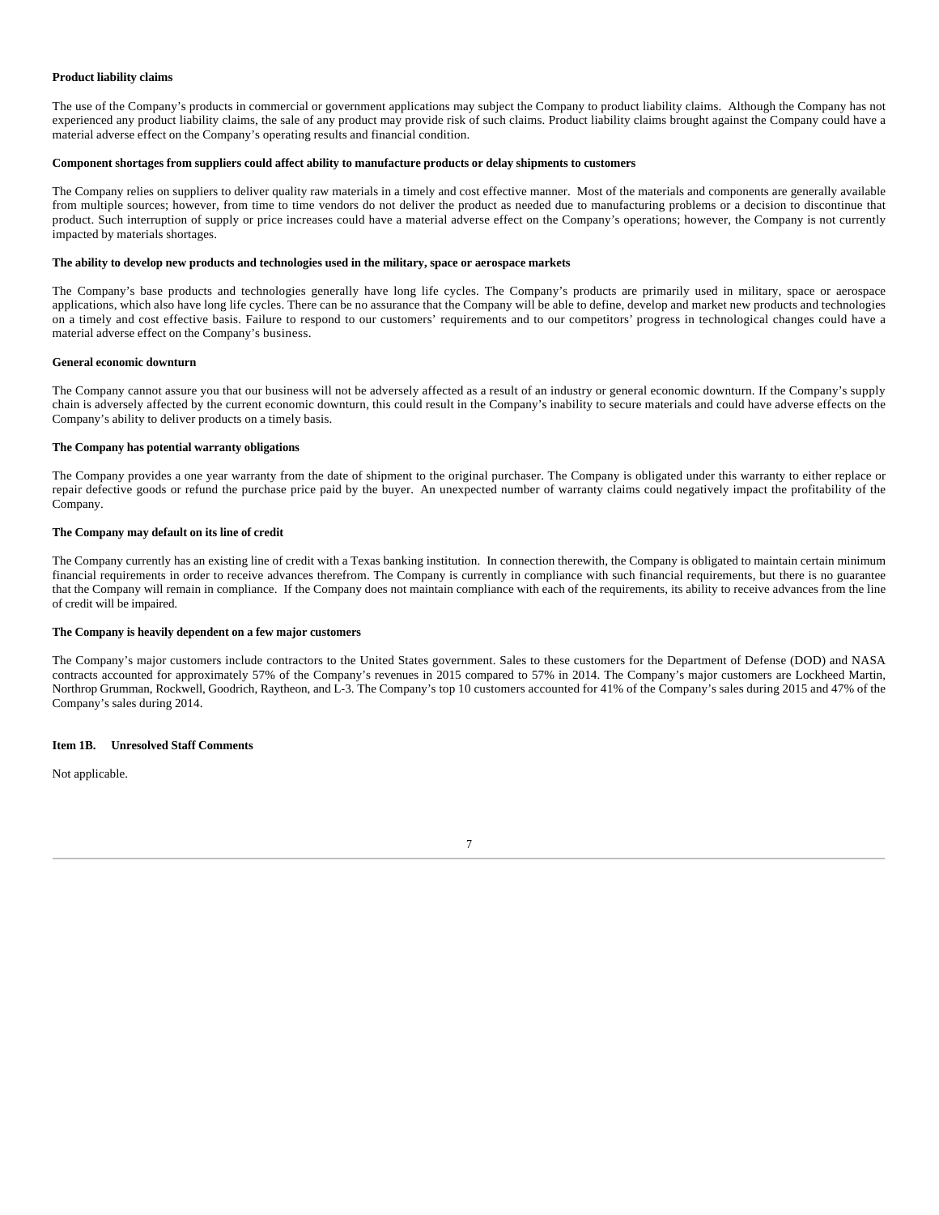**Product liability claims**

The use of the Company's products in commercial or government applications may subject the Company to product liability claims. Although the Company has not experienced any product liability claims, the sale of any product may provide risk of such claims. Product liability claims brought against the Company could have a material adverse effect on the Company's operating results and financial condition.

**Component shortages from suppliers could affect ability to manufacture products or delay shipments to customers**

The Company relies on suppliers to deliver quality raw materials in a timely and cost effective manner. Most of the materials and components are generally available from multiple sources; however, from time to time vendors do not deliver the product as needed due to manufacturing problems or a decision to discontinue that product. Such interruption of supply or price increases could have a material adverse effect on the Company's operations; however, the Company is not currently impacted by materials shortages.

**The ability to develop new products and technologies used in the military, space or aerospace markets**

The Company's base products and technologies generally have long life cycles. The Company's products are primarily used in military, space or aerospace applications, which also have long life cycles. There can be no assurance that the Company will be able to define, develop and market new products and technologies on a timely and cost effective basis. Failure to respond to our customers' requirements and to our competitors' progress in technological changes could have a material adverse effect on the Company's business.

**General economic downturn**

The Company cannot assure you that our business will not be adversely affected as a result of an industry or general economic downturn. If the Company's supply chain is adversely affected by the current economic downturn, this could result in the Company's inability to secure materials and could have adverse effects on the Company's ability to deliver products on a timely basis.

**The Company has potential warranty obligations**

The Company provides a one year warranty from the date of shipment to the original purchaser. The Company is obligated under this warranty to either replace or repair defective goods or refund the purchase price paid by the buyer. An unexpected number of warranty claims could negatively impact the profitability of the Company.

**The Company may default on its line of credit**

The Company currently has an existing line of credit with a Texas banking institution. In connection therewith, the Company is obligated to maintain certain minimum financial requirements in order to receive advances therefrom. The Company is currently in compliance with such financial requirements, but there is no guarantee that the Company will remain in compliance. If the Company does not maintain compliance with each of the requirements, its ability to receive advances from the line of credit will be impaired.

**The Company is heavily dependent on a few major customers**

The Company's major customers include contractors to the United States government. Sales to these customers for the Department of Defense (DOD) and NASA contracts accounted for approximately 57% of the Company's revenues in 2015 compared to 57% in 2014. The Company's major customers are Lockheed Martin, Northrop Grumman, Rockwell, Goodrich, Raytheon, and L-3. The Company's top 10 customers accounted for 41% of the Company's sales during 2015 and 47% of the Company's sales during 2014.

## Item 1B. Unresolved Staff Comments

Not applicable.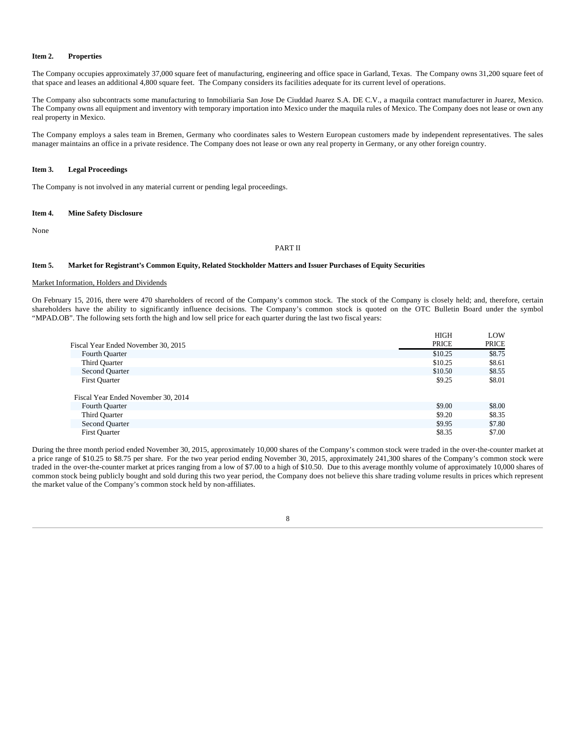### Item 2. Properties

The Company occupies approximately 37,000 square feet of manufacturing, engineering and office space in Garland, Texas. The Company owns 31,200 square feet of that space and leases an additional 4,800 square feet. The Company considers its facilities adequate for its current level of operations.

The Company also subcontracts some manufacturing to Inmobiliaria San Jose De Ciuddad Juarez S.A. DE C.V., a maquila contract manufacturer in Juarez, Mexico. The Company owns all equipment and inventory with temporary importation into Mexico under the maquila rules of Mexico. The Company does not lease or own any real property in Mexico.

The Company employs a sales team in Bremen, Germany who coordinates sales to Western European customers made by independent representatives. The sales manager maintains an office in a private residence. The Company does not lease or own any real property in Germany, or any other foreign country.

### Item 3. Legal Proceedings

The Company is not involved in any material current or pending legal proceedings.

### Item 4. Mine Safety Disclosure

None

## PART II

### Item 5. Market for Registrant's Common Equity, Related Stockholder Matters and Issuer Purchases of Equity Securities

Market Information, Holders and Dividends

On February 15, 2016, there were 470 shareholders of record of the Company's common stock. The stock of the Company is closely held; and, therefore, certain shareholders have the ability to significantly influence decisions. The Company's common stock is quoted on the OTC Bulletin Board under the symbol "MPAD.OB". The following sets forth the high and low sell price for each quarter during the last two fiscal years:

| Fiscal Year Ended November 30, 2015 | HIGH PRICE | LOW PRICE |
|---|---|---|
| Fourth Quarter | $10.25 | $8.75 |
| Third Quarter | $10.25 | $8.61 |
| Second Quarter | $10.50 | $8.55 |
| First Quarter | $9.25 | $8.01 |
| **Fiscal Year Ended November 30, 2014** | | |
| Fourth Quarter | $9.00 | $8.00 |
| Third Quarter | $9.20 | $8.35 |
| Second Quarter | $9.95 | $7.80 |
| First Quarter | $8.35 | $7.00 |

During the three month period ended November 30, 2015, approximately 10,000 shares of the Company's common stock were traded in the over-the-counter market at a price range of $10.25 to $8.75 per share. For the two year period ending November 30, 2015, approximately 241,300 shares of the Company's common stock were traded in the over-the-counter market at prices ranging from a low of $7.00 to a high of $10.50. Due to this average monthly volume of approximately 10,000 shares of common stock being publicly bought and sold during this two year period, the Company does not believe this share trading volume results in prices which represent the market value of the Company's common stock held by non-affiliates.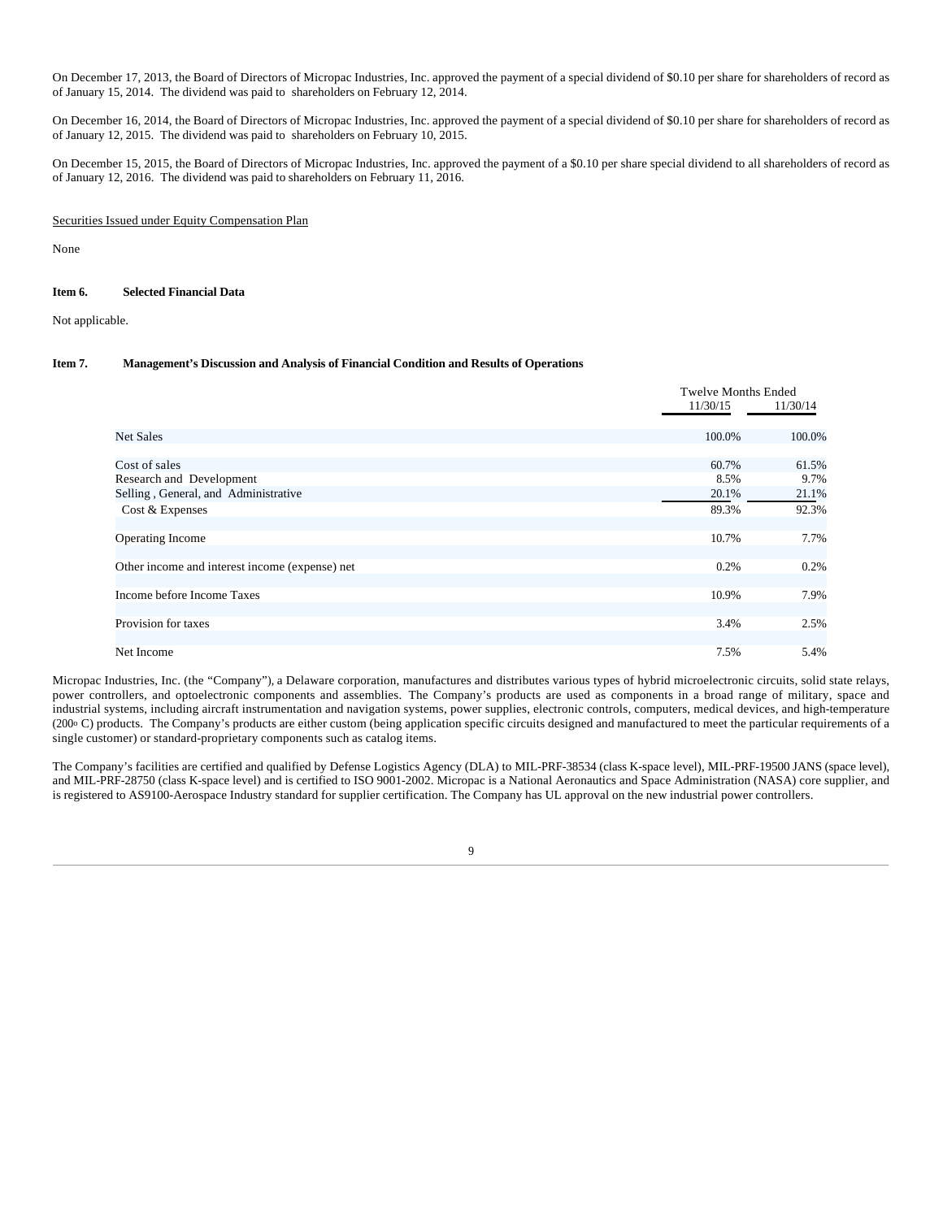On December 17, 2013, the Board of Directors of Micropac Industries, Inc. approved the payment of a special dividend of $0.10 per share for shareholders of record as of January 15, 2014. The dividend was paid to shareholders on February 12, 2014.

On December 16, 2014, the Board of Directors of Micropac Industries, Inc. approved the payment of a special dividend of $0.10 per share for shareholders of record as of January 12, 2015. The dividend was paid to shareholders on February 10, 2015.

On December 15, 2015, the Board of Directors of Micropac Industries, Inc. approved the payment of a $0.10 per share special dividend to all shareholders of record as of January 12, 2016. The dividend was paid to shareholders on February 11, 2016.

Securities Issued under Equity Compensation Plan

None

**Item 6. Selected Financial Data**

Not applicable.

**Item 7. Management's Discussion and Analysis of Financial Condition and Results of Operations**

| | Twelve Months Ended | |
|---|---|---|
| | 11/30/15 | 11/30/14 |
| Net Sales | 100.0% | 100.0% |
| Cost of sales | 60.7% | 61.5% |
| Research and Development | 8.5% | 9.7% |
| Selling , General, and Administrative | 20.1% | 21.1% |
| Cost & Expenses | 89.3% | 92.3% |
| Operating Income | 10.7% | 7.7% |
| Other income and interest income (expense) net | 0.2% | 0.2% |
| Income before Income Taxes | 10.9% | 7.9% |
| Provision for taxes | 3.4% | 2.5% |
| Net Income | 7.5% | 5.4% |

Micropac Industries, Inc. (the "Company"), a Delaware corporation, manufactures and distributes various types of hybrid microelectronic circuits, solid state relays, power controllers, and optoelectronic components and assemblies. The Company's products are used as components in a broad range of military, space and industrial systems, including aircraft instrumentation and navigation systems, power supplies, electronic controls, computers, medical devices, and high-temperature (200° C) products. The Company's products are either custom (being application specific circuits designed and manufactured to meet the particular requirements of a single customer) or standard-proprietary components such as catalog items.

The Company's facilities are certified and qualified by Defense Logistics Agency (DLA) to MIL-PRF-38534 (class K-space level), MIL-PRF-19500 JANS (space level), and MIL-PRF-28750 (class K-space level) and is certified to ISO 9001-2002. Micropac is a National Aeronautics and Space Administration (NASA) core supplier, and is registered to AS9100-Aerospace Industry standard for supplier certification. The Company has UL approval on the new industrial power controllers.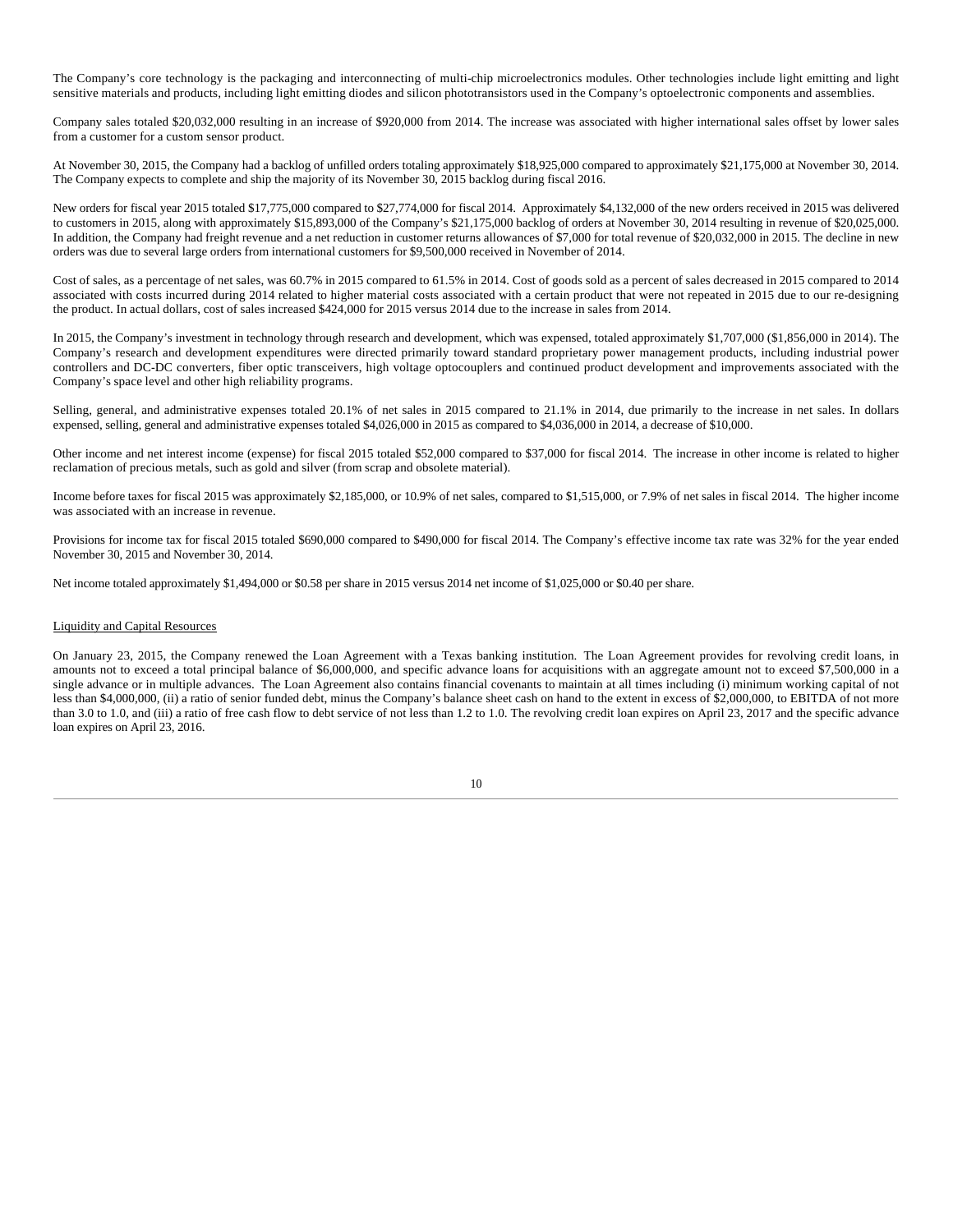The Company's core technology is the packaging and interconnecting of multi-chip microelectronics modules. Other technologies include light emitting and light sensitive materials and products, including light emitting diodes and silicon phototransistors used in the Company's optoelectronic components and assemblies.

Company sales totaled $20,032,000 resulting in an increase of $920,000 from 2014. The increase was associated with higher international sales offset by lower sales from a customer for a custom sensor product.

At November 30, 2015, the Company had a backlog of unfilled orders totaling approximately $18,925,000 compared to approximately $21,175,000 at November 30, 2014. The Company expects to complete and ship the majority of its November 30, 2015 backlog during fiscal 2016.

New orders for fiscal year 2015 totaled $17,775,000 compared to $27,774,000 for fiscal 2014. Approximately $4,132,000 of the new orders received in 2015 was delivered to customers in 2015, along with approximately $15,893,000 of the Company's $21,175,000 backlog of orders at November 30, 2014 resulting in revenue of $20,025,000. In addition, the Company had freight revenue and a net reduction in customer returns allowances of $7,000 for total revenue of $20,032,000 in 2015. The decline in new orders was due to several large orders from international customers for $9,500,000 received in November of 2014.

Cost of sales, as a percentage of net sales, was 60.7% in 2015 compared to 61.5% in 2014. Cost of goods sold as a percent of sales decreased in 2015 compared to 2014 associated with costs incurred during 2014 related to higher material costs associated with a certain product that were not repeated in 2015 due to our re-designing the product. In actual dollars, cost of sales increased $424,000 for 2015 versus 2014 due to the increase in sales from 2014.

In 2015, the Company's investment in technology through research and development, which was expensed, totaled approximately $1,707,000 ($1,856,000 in 2014). The Company's research and development expenditures were directed primarily toward standard proprietary power management products, including industrial power controllers and DC-DC converters, fiber optic transceivers, high voltage optocouplers and continued product development and improvements associated with the Company's space level and other high reliability programs.

Selling, general, and administrative expenses totaled 20.1% of net sales in 2015 compared to 21.1% in 2014, due primarily to the increase in net sales. In dollars expensed, selling, general and administrative expenses totaled $4,026,000 in 2015 as compared to $4,036,000 in 2014, a decrease of $10,000.

Other income and net interest income (expense) for fiscal 2015 totaled $52,000 compared to $37,000 for fiscal 2014. The increase in other income is related to higher reclamation of precious metals, such as gold and silver (from scrap and obsolete material).

Income before taxes for fiscal 2015 was approximately $2,185,000, or 10.9% of net sales, compared to $1,515,000, or 7.9% of net sales in fiscal 2014. The higher income was associated with an increase in revenue.

Provisions for income tax for fiscal 2015 totaled $690,000 compared to $490,000 for fiscal 2014. The Company's effective income tax rate was 32% for the year ended November 30, 2015 and November 30, 2014.

Net income totaled approximately $1,494,000 or $0.58 per share in 2015 versus 2014 net income of $1,025,000 or $0.40 per share.

## Liquidity and Capital Resources

On January 23, 2015, the Company renewed the Loan Agreement with a Texas banking institution. The Loan Agreement provides for revolving credit loans, in amounts not to exceed a total principal balance of $6,000,000, and specific advance loans for acquisitions with an aggregate amount not to exceed $7,500,000 in a single advance or in multiple advances. The Loan Agreement also contains financial covenants to maintain at all times including (i) minimum working capital of not less than $4,000,000, (ii) a ratio of senior funded debt, minus the Company's balance sheet cash on hand to the extent in excess of $2,000,000, to EBITDA of not more than 3.0 to 1.0, and (iii) a ratio of free cash flow to debt service of not less than 1.2 to 1.0. The revolving credit loan expires on April 23, 2017 and the specific advance loan expires on April 23, 2016.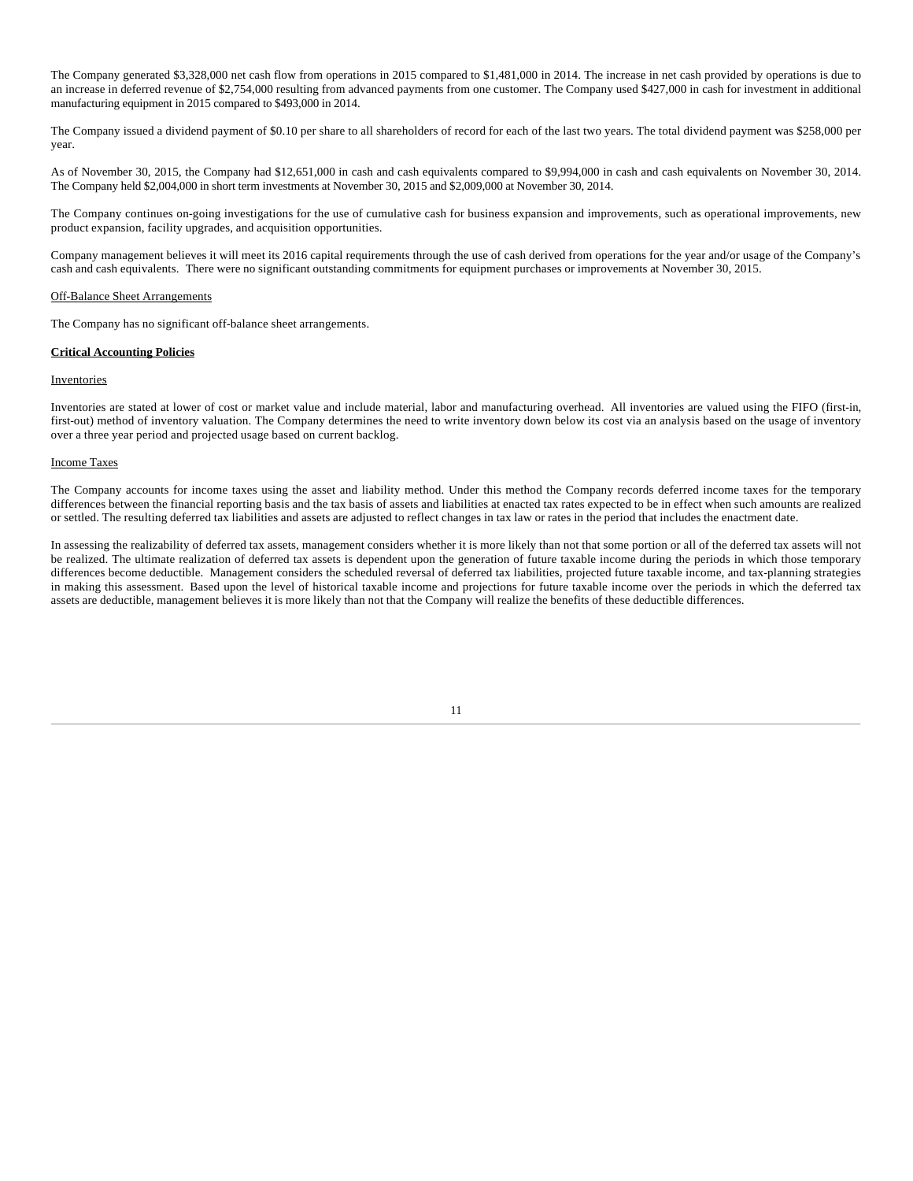The Company generated $3,328,000 net cash flow from operations in 2015 compared to $1,481,000 in 2014. The increase in net cash provided by operations is due to an increase in deferred revenue of $2,754,000 resulting from advanced payments from one customer. The Company used $427,000 in cash for investment in additional manufacturing equipment in 2015 compared to $493,000 in 2014.

The Company issued a dividend payment of $0.10 per share to all shareholders of record for each of the last two years. The total dividend payment was $258,000 per year.

As of November 30, 2015, the Company had $12,651,000 in cash and cash equivalents compared to $9,994,000 in cash and cash equivalents on November 30, 2014. The Company held $2,004,000 in short term investments at November 30, 2015 and $2,009,000 at November 30, 2014.

The Company continues on-going investigations for the use of cumulative cash for business expansion and improvements, such as operational improvements, new product expansion, facility upgrades, and acquisition opportunities.

Company management believes it will meet its 2016 capital requirements through the use of cash derived from operations for the year and/or usage of the Company's cash and cash equivalents. There were no significant outstanding commitments for equipment purchases or improvements at November 30, 2015.

Off-Balance Sheet Arrangements

The Company has no significant off-balance sheet arrangements.

**Critical Accounting Policies**

Inventories

Inventories are stated at lower of cost or market value and include material, labor and manufacturing overhead. All inventories are valued using the FIFO (first-in, first-out) method of inventory valuation. The Company determines the need to write inventory down below its cost via an analysis based on the usage of inventory over a three year period and projected usage based on current backlog.

Income Taxes

The Company accounts for income taxes using the asset and liability method. Under this method the Company records deferred income taxes for the temporary differences between the financial reporting basis and the tax basis of assets and liabilities at enacted tax rates expected to be in effect when such amounts are realized or settled. The resulting deferred tax liabilities and assets are adjusted to reflect changes in tax law or rates in the period that includes the enactment date.

In assessing the realizability of deferred tax assets, management considers whether it is more likely than not that some portion or all of the deferred tax assets will not be realized. The ultimate realization of deferred tax assets is dependent upon the generation of future taxable income during the periods in which those temporary differences become deductible. Management considers the scheduled reversal of deferred tax liabilities, projected future taxable income, and tax-planning strategies in making this assessment. Based upon the level of historical taxable income and projections for future taxable income over the periods in which the deferred tax assets are deductible, management believes it is more likely than not that the Company will realize the benefits of these deductible differences.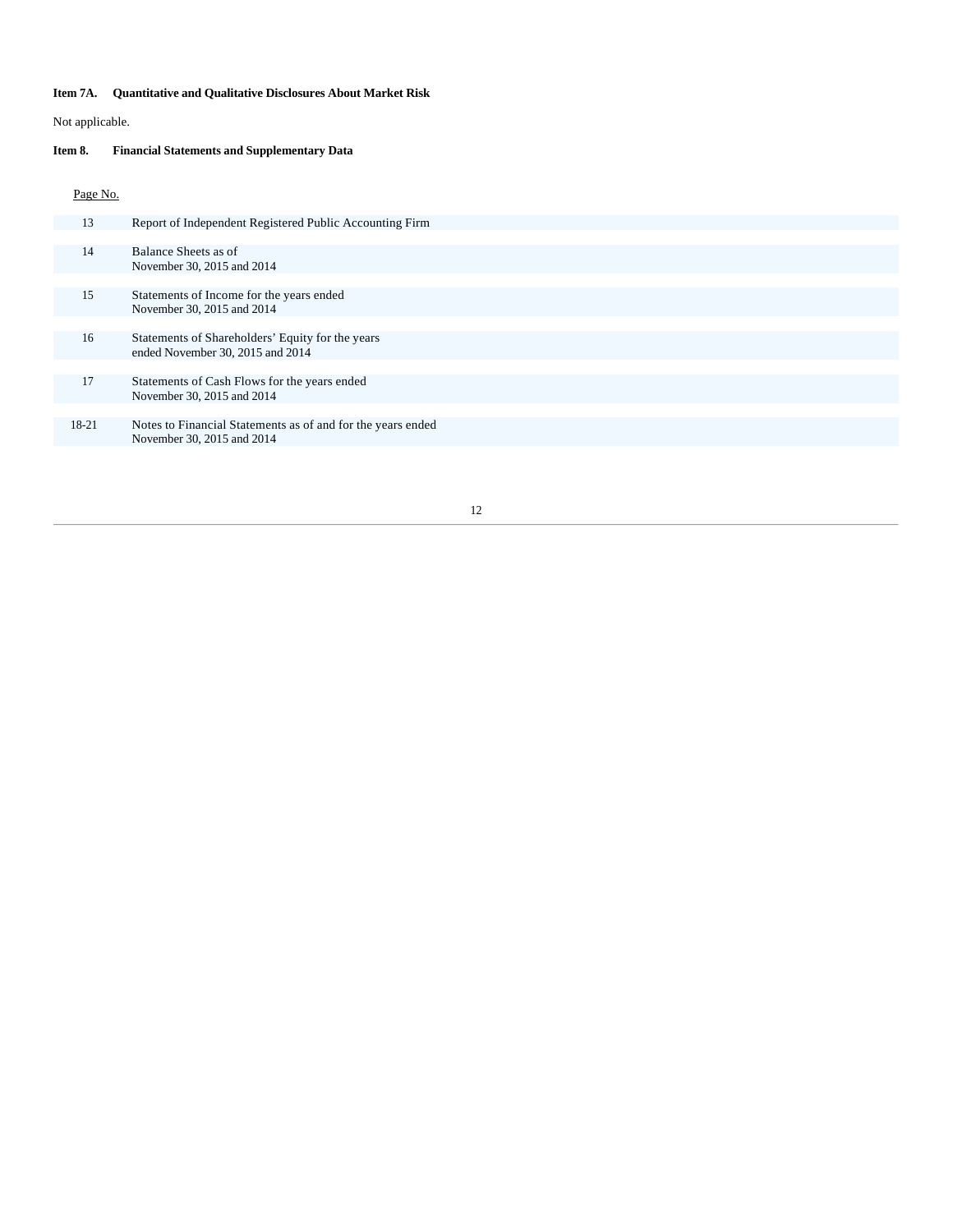**Item 7A. Quantitative and Qualitative Disclosures About Market Risk**

Not applicable.

**Item 8. Financial Statements and Supplementary Data**

| Page No. | |
|---|---|
| 13 | Report of Independent Registered Public Accounting Firm |
| 14 | Balance Sheets as of November 30, 2015 and 2014 |
| 15 | Statements of Income for the years ended November 30, 2015 and 2014 |
| 16 | Statements of Shareholders' Equity for the years ended November 30, 2015 and 2014 |
| 17 | Statements of Cash Flows for the years ended November 30, 2015 and 2014 |
| 18-21 | Notes to Financial Statements as of and for the years ended November 30, 2015 and 2014 |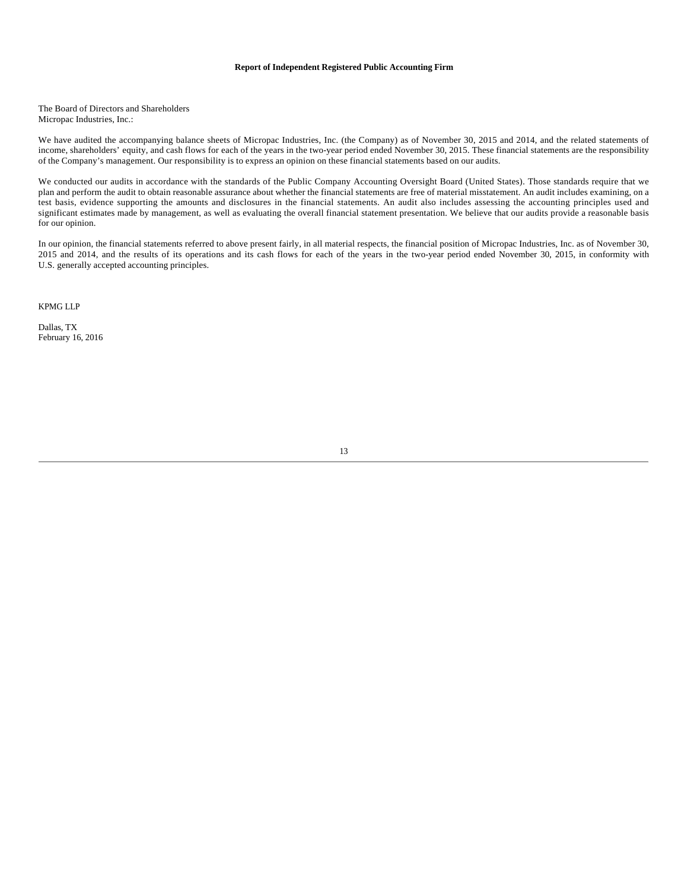**Report of Independent Registered Public Accounting Firm**

The Board of Directors and Shareholders
Micropac Industries, Inc.:

We have audited the accompanying balance sheets of Micropac Industries, Inc. (the Company) as of November 30, 2015 and 2014, and the related statements of income, shareholders' equity, and cash flows for each of the years in the two-year period ended November 30, 2015. These financial statements are the responsibility of the Company's management. Our responsibility is to express an opinion on these financial statements based on our audits.

We conducted our audits in accordance with the standards of the Public Company Accounting Oversight Board (United States). Those standards require that we plan and perform the audit to obtain reasonable assurance about whether the financial statements are free of material misstatement. An audit includes examining, on a test basis, evidence supporting the amounts and disclosures in the financial statements. An audit also includes assessing the accounting principles used and significant estimates made by management, as well as evaluating the overall financial statement presentation. We believe that our audits provide a reasonable basis for our opinion.

In our opinion, the financial statements referred to above present fairly, in all material respects, the financial position of Micropac Industries, Inc. as of November 30, 2015 and 2014, and the results of its operations and its cash flows for each of the years in the two-year period ended November 30, 2015, in conformity with U.S. generally accepted accounting principles.

KPMG LLP

Dallas, TX
February 16, 2016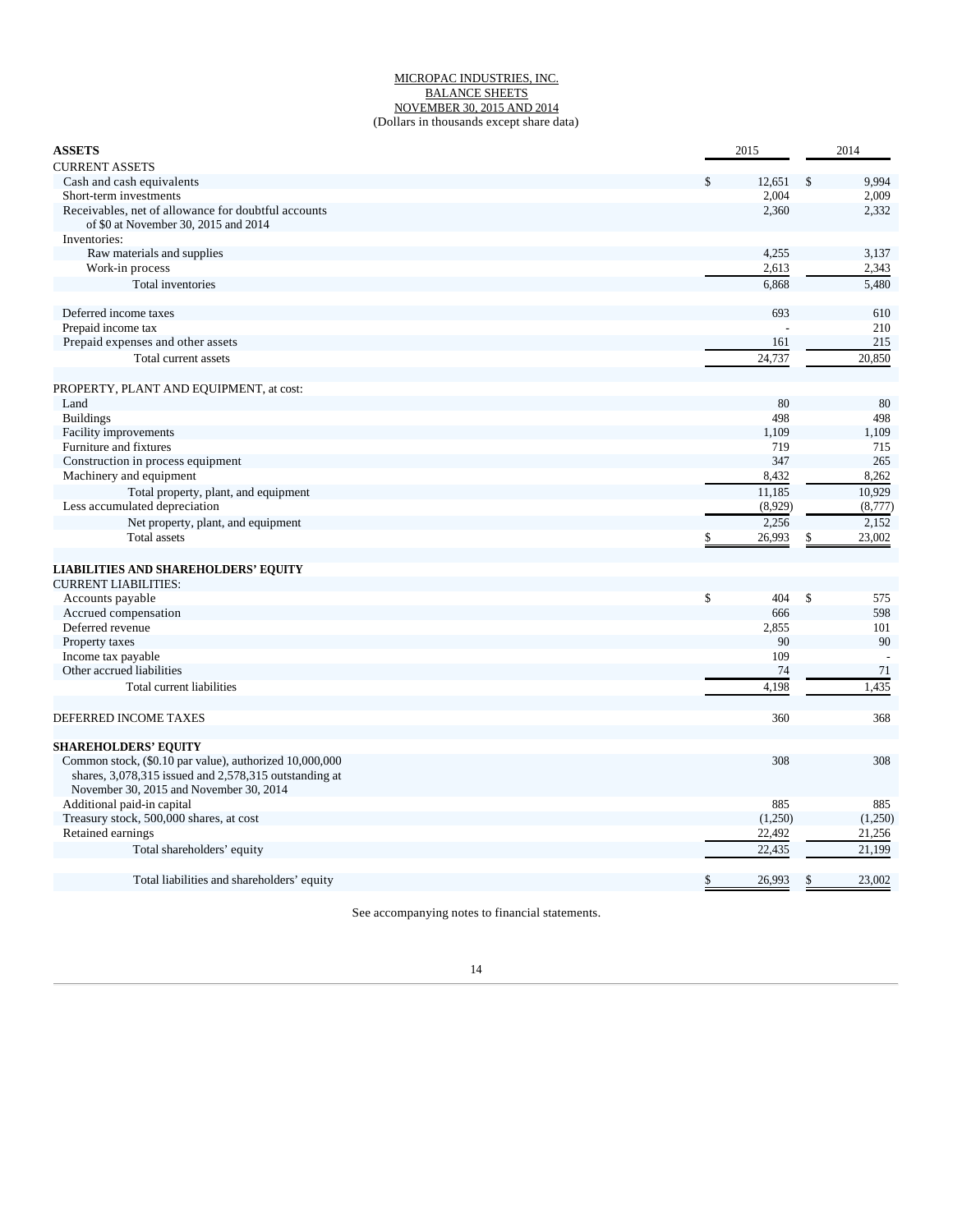MICROPAC INDUSTRIES, INC.
BALANCE SHEETS
NOVEMBER 30, 2015 AND 2014
(Dollars in thousands except share data)

| **ASSETS** | 2015 | 2014 |
|---|---|---|
| CURRENT ASSETS | | |
| Cash and cash equivalents | $ 12,651 | $ 9,994 |
| Short-term investments | 2,004 | 2,009 |
| Receivables, net of allowance for doubtful accounts of $0 at November 30, 2015 and 2014 | 2,360 | 2,332 |
| Inventories: | | |
| Raw materials and supplies | 4,255 | 3,137 |
| Work-in process | 2,613 | 2,343 |
| Total inventories | 6,868 | 5,480 |
| | | |
| Deferred income taxes | 693 | 610 |
| Prepaid income tax | - | 210 |
| Prepaid expenses and other assets | 161 | 215 |
| Total current assets | 24,737 | 20,850 |
| | | |
| PROPERTY, PLANT AND EQUIPMENT, at cost: | | |
| Land | 80 | 80 |
| Buildings | 498 | 498 |
| Facility improvements | 1,109 | 1,109 |
| Furniture and fixtures | 719 | 715 |
| Construction in process equipment | 347 | 265 |
| Machinery and equipment | 8,432 | 8,262 |
| Total property, plant, and equipment | 11,185 | 10,929 |
| Less accumulated depreciation | (8,929) | (8,777) |
| Net property, plant, and equipment | 2,256 | 2,152 |
| Total assets | $ 26,993 | $ 23,002 |
| | | |
| **LIABILITIES AND SHAREHOLDERS' EQUITY** | | |
| CURRENT LIABILITIES: | | |
| Accounts payable | $ 404 | $ 575 |
| Accrued compensation | 666 | 598 |
| Deferred revenue | 2,855 | 101 |
| Property taxes | 90 | 90 |
| Income tax payable | 109 | - |
| Other accrued liabilities | 74 | 71 |
| Total current liabilities | 4,198 | 1,435 |
| | | |
| DEFERRED INCOME TAXES | 360 | 368 |
| | | |
| **SHAREHOLDERS' EQUITY** | | |
| Common stock, ($0.10 par value), authorized 10,000,000 shares, 3,078,315 issued and 2,578,315 outstanding at November 30, 2015 and November 30, 2014 | 308 | 308 |
| Additional paid-in capital | 885 | 885 |
| Treasury stock, 500,000 shares, at cost | (1,250) | (1,250) |
| Retained earnings | 22,492 | 21,256 |
| Total shareholders' equity | 22,435 | 21,199 |
| | | |
| Total liabilities and shareholders' equity | $ 26,993 | $ 23,002 |

See accompanying notes to financial statements.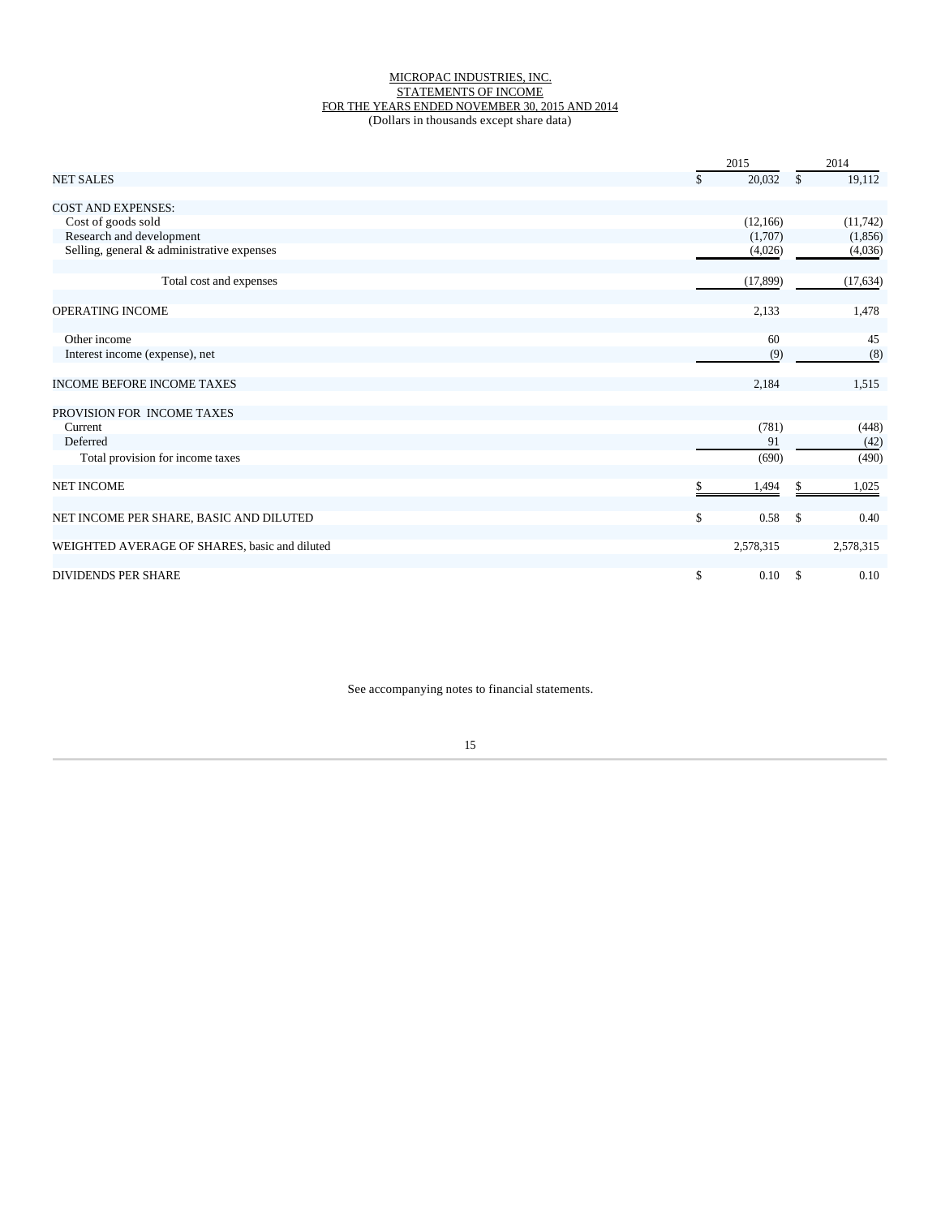MICROPAC INDUSTRIES, INC.
STATEMENTS OF INCOME
FOR THE YEARS ENDED NOVEMBER 30, 2015 AND 2014
(Dollars in thousands except share data)

| | 2015 | 2014 |
|---|---|---|
| NET SALES | $ 20,032 | $ 19,112 |
| | | |
| COST AND EXPENSES: | | |
| Cost of goods sold | (12,166) | (11,742) |
| Research and development | (1,707) | (1,856) |
| Selling, general & administrative expenses | (4,026) | (4,036) |
| | | |
| Total cost and expenses | (17,899) | (17,634) |
| | | |
| OPERATING INCOME | 2,133 | 1,478 |
| | | |
| Other income | 60 | 45 |
| Interest income (expense), net | (9) | (8) |
| | | |
| INCOME BEFORE INCOME TAXES | 2,184 | 1,515 |
| | | |
| PROVISION FOR INCOME TAXES | | |
| Current | (781) | (448) |
| Deferred | 91 | (42) |
| Total provision for income taxes | (690) | (490) |
| | | |
| NET INCOME | $ 1,494 | $ 1,025 |
| | | |
| NET INCOME PER SHARE, BASIC AND DILUTED | $ 0.58 | $ 0.40 |
| | | |
| WEIGHTED AVERAGE OF SHARES, basic and diluted | 2,578,315 | 2,578,315 |
| | | |
| DIVIDENDS PER SHARE | $ 0.10 | $ 0.10 |

See accompanying notes to financial statements.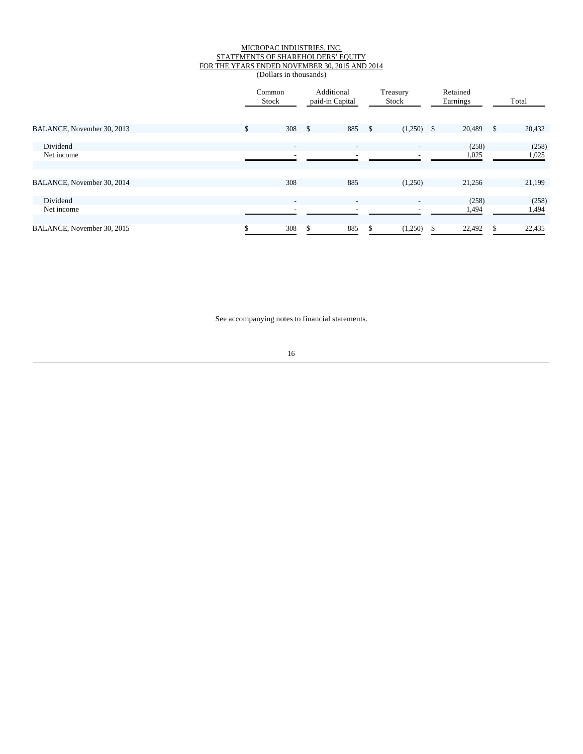MICROPAC INDUSTRIES, INC.
STATEMENTS OF SHAREHOLDERS' EQUITY
FOR THE YEARS ENDED NOVEMBER 30, 2015 AND 2014
(Dollars in thousands)

| | Common Stock | Additional paid-in Capital | Treasury Stock | Retained Earnings | Total |
|---|---|---|---|---|---|
| BALANCE, November 30, 2013 | $ 308 | $ 885 | $ (1,250) | $ 20,489 | $ 20,432 |
| Dividend | - | - | - | (258) | (258) |
| Net income | - | - | - | 1,025 | 1,025 |
| BALANCE, November 30, 2014 | 308 | 885 | (1,250) | 21,256 | 21,199 |
| Dividend | - | - | - | (258) | (258) |
| Net income | - | - | - | 1,494 | 1,494 |
| BALANCE, November 30, 2015 | $ 308 | $ 885 | $ (1,250) | $ 22,492 | $ 22,435 |

See accompanying notes to financial statements.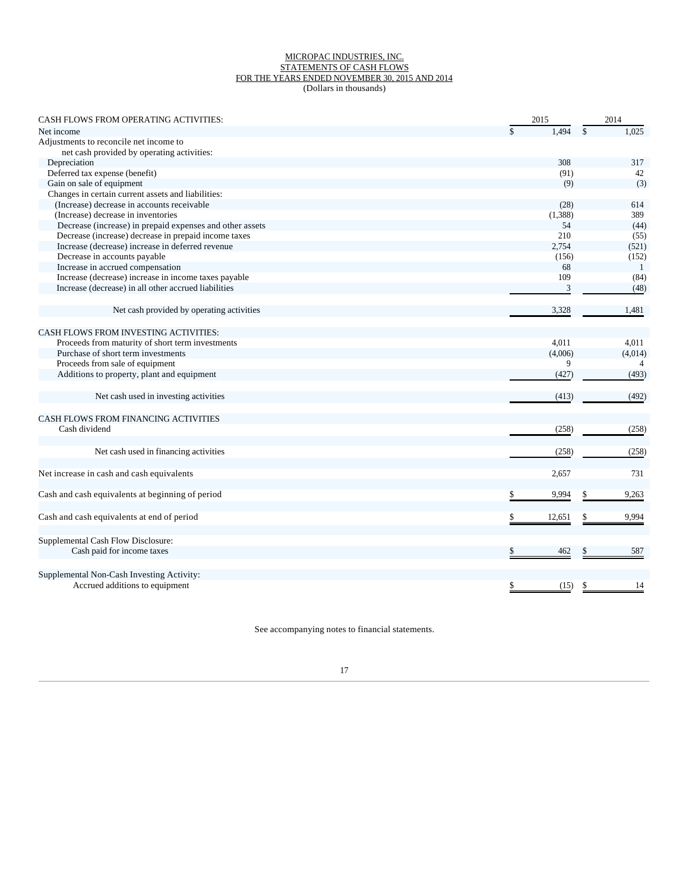MICROPAC INDUSTRIES, INC.
STATEMENTS OF CASH FLOWS
FOR THE YEARS ENDED NOVEMBER 30, 2015 AND 2014
(Dollars in thousands)

| CASH FLOWS FROM OPERATING ACTIVITIES: | 2015 | 2014 |
|---|---|---|
| Net income | $ 1,494 | $ 1,025 |
| Adjustments to reconcile net income to net cash provided by operating activities: | | |
| Depreciation | 308 | 317 |
| Deferred tax expense (benefit) | (91) | 42 |
| Gain on sale of equipment | (9) | (3) |
| Changes in certain current assets and liabilities: | | |
| (Increase) decrease in accounts receivable | (28) | 614 |
| (Increase) decrease in inventories | (1,388) | 389 |
| Decrease (increase) in prepaid expenses and other assets | 54 | (44) |
| Decrease (increase) decrease in prepaid income taxes | 210 | (55) |
| Increase (decrease) increase in deferred revenue | 2,754 | (521) |
| Decrease in accounts payable | (156) | (152) |
| Increase in accrued compensation | 68 | 1 |
| Increase (decrease) increase in income taxes payable | 109 | (84) |
| Increase (decrease) in all other accrued liabilities | 3 | (48) |
| Net cash provided by operating activities | 3,328 | 1,481 |
| CASH FLOWS FROM INVESTING ACTIVITIES: | | |
| Proceeds from maturity of short term investments | 4,011 | 4,011 |
| Purchase of short term investments | (4,006) | (4,014) |
| Proceeds from sale of equipment | 9 | 4 |
| Additions to property, plant and equipment | (427) | (493) |
| Net cash used in investing activities | (413) | (492) |
| CASH FLOWS FROM FINANCING ACTIVITIES | | |
| Cash dividend | (258) | (258) |
| Net cash used in financing activities | (258) | (258) |
| Net increase in cash and cash equivalents | 2,657 | 731 |
| Cash and cash equivalents at beginning of period | $ 9,994 | $ 9,263 |
| Cash and cash equivalents at end of period | $ 12,651 | $ 9,994 |
| Supplemental Cash Flow Disclosure: | | |
| Cash paid for income taxes | $ 462 | $ 587 |
| Supplemental Non-Cash Investing Activity: | | |
| Accrued additions to equipment | $ (15) | $ 14 |

See accompanying notes to financial statements.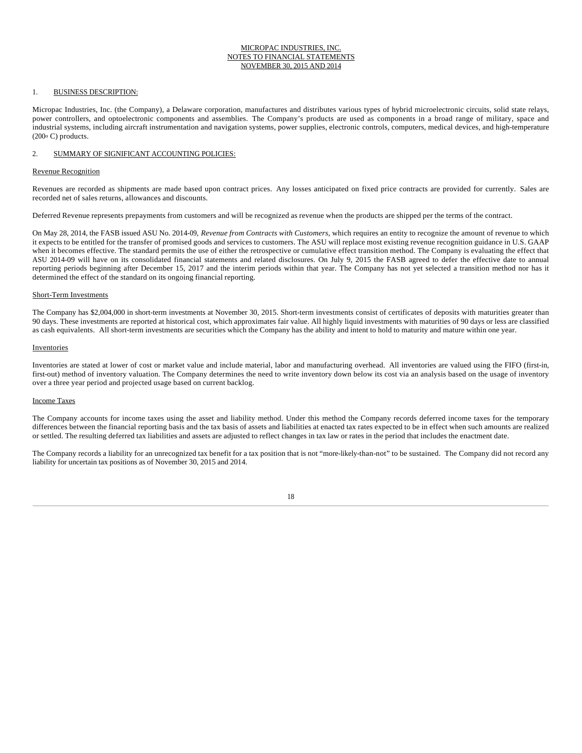MICROPAC INDUSTRIES, INC.
NOTES TO FINANCIAL STATEMENTS
NOVEMBER 30, 2015 AND 2014

## 1. BUSINESS DESCRIPTION:

Micropac Industries, Inc. (the Company), a Delaware corporation, manufactures and distributes various types of hybrid microelectronic circuits, solid state relays, power controllers, and optoelectronic components and assemblies. The Company's products are used as components in a broad range of military, space and industrial systems, including aircraft instrumentation and navigation systems, power supplies, electronic controls, computers, medical devices, and high-temperature (200$^{o}$ C) products.

## 2. SUMMARY OF SIGNIFICANT ACCOUNTING POLICIES:

### Revenue Recognition

Revenues are recorded as shipments are made based upon contract prices. Any losses anticipated on fixed price contracts are provided for currently. Sales are recorded net of sales returns, allowances and discounts.

Deferred Revenue represents prepayments from customers and will be recognized as revenue when the products are shipped per the terms of the contract.

On May 28, 2014, the FASB issued ASU No. 2014-09, *Revenue from Contracts with Customers*, which requires an entity to recognize the amount of revenue to which it expects to be entitled for the transfer of promised goods and services to customers. The ASU will replace most existing revenue recognition guidance in U.S. GAAP when it becomes effective. The standard permits the use of either the retrospective or cumulative effect transition method. The Company is evaluating the effect that ASU 2014-09 will have on its consolidated financial statements and related disclosures. On July 9, 2015 the FASB agreed to defer the effective date to annual reporting periods beginning after December 15, 2017 and the interim periods within that year. The Company has not yet selected a transition method nor has it determined the effect of the standard on its ongoing financial reporting.

### Short-Term Investments

The Company has $2,004,000 in short-term investments at November 30, 2015. Short-term investments consist of certificates of deposits with maturities greater than 90 days. These investments are reported at historical cost, which approximates fair value. All highly liquid investments with maturities of 90 days or less are classified as cash equivalents. All short-term investments are securities which the Company has the ability and intent to hold to maturity and mature within one year.

### Inventories

Inventories are stated at lower of cost or market value and include material, labor and manufacturing overhead. All inventories are valued using the FIFO (first-in, first-out) method of inventory valuation. The Company determines the need to write inventory down below its cost via an analysis based on the usage of inventory over a three year period and projected usage based on current backlog.

### Income Taxes

The Company accounts for income taxes using the asset and liability method. Under this method the Company records deferred income taxes for the temporary differences between the financial reporting basis and the tax basis of assets and liabilities at enacted tax rates expected to be in effect when such amounts are realized or settled. The resulting deferred tax liabilities and assets are adjusted to reflect changes in tax law or rates in the period that includes the enactment date.

The Company records a liability for an unrecognized tax benefit for a tax position that is not "more-likely-than-not" to be sustained. The Company did not record any liability for uncertain tax positions as of November 30, 2015 and 2014.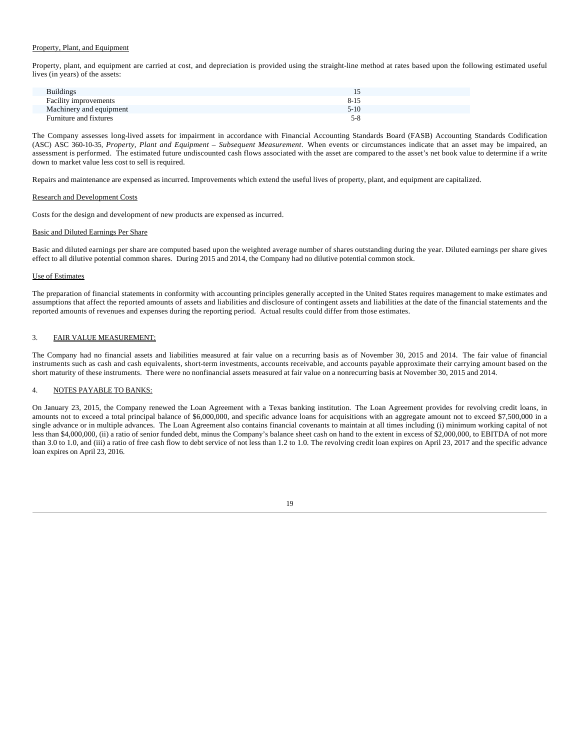Property, Plant, and Equipment

Property, plant, and equipment are carried at cost, and depreciation is provided using the straight-line method at rates based upon the following estimated useful lives (in years) of the assets:

| | |
|---|---|
| Buildings | 15 |
| Facility improvements | 8-15 |
| Machinery and equipment | 5-10 |
| Furniture and fixtures | 5-8 |

The Company assesses long-lived assets for impairment in accordance with Financial Accounting Standards Board (FASB) Accounting Standards Codification (ASC) ASC 360-10-35, *Property, Plant and Equipment – Subsequent Measurement*. When events or circumstances indicate that an asset may be impaired, an assessment is performed. The estimated future undiscounted cash flows associated with the asset are compared to the asset's net book value to determine if a write down to market value less cost to sell is required.

Repairs and maintenance are expensed as incurred. Improvements which extend the useful lives of property, plant, and equipment are capitalized.

Research and Development Costs

Costs for the design and development of new products are expensed as incurred.

Basic and Diluted Earnings Per Share

Basic and diluted earnings per share are computed based upon the weighted average number of shares outstanding during the year. Diluted earnings per share gives effect to all dilutive potential common shares. During 2015 and 2014, the Company had no dilutive potential common stock.

Use of Estimates

The preparation of financial statements in conformity with accounting principles generally accepted in the United States requires management to make estimates and assumptions that affect the reported amounts of assets and liabilities and disclosure of contingent assets and liabilities at the date of the financial statements and the reported amounts of revenues and expenses during the reporting period. Actual results could differ from those estimates.

## 3. FAIR VALUE MEASUREMENT:

The Company had no financial assets and liabilities measured at fair value on a recurring basis as of November 30, 2015 and 2014. The fair value of financial instruments such as cash and cash equivalents, short-term investments, accounts receivable, and accounts payable approximate their carrying amount based on the short maturity of these instruments. There were no nonfinancial assets measured at fair value on a nonrecurring basis at November 30, 2015 and 2014.

## 4. NOTES PAYABLE TO BANKS:

On January 23, 2015, the Company renewed the Loan Agreement with a Texas banking institution. The Loan Agreement provides for revolving credit loans, in amounts not to exceed a total principal balance of $6,000,000, and specific advance loans for acquisitions with an aggregate amount not to exceed $7,500,000 in a single advance or in multiple advances. The Loan Agreement also contains financial covenants to maintain at all times including (i) minimum working capital of not less than $4,000,000, (ii) a ratio of senior funded debt, minus the Company's balance sheet cash on hand to the extent in excess of $2,000,000, to EBITDA of not more than 3.0 to 1.0, and (iii) a ratio of free cash flow to debt service of not less than 1.2 to 1.0. The revolving credit loan expires on April 23, 2017 and the specific advance loan expires on April 23, 2016.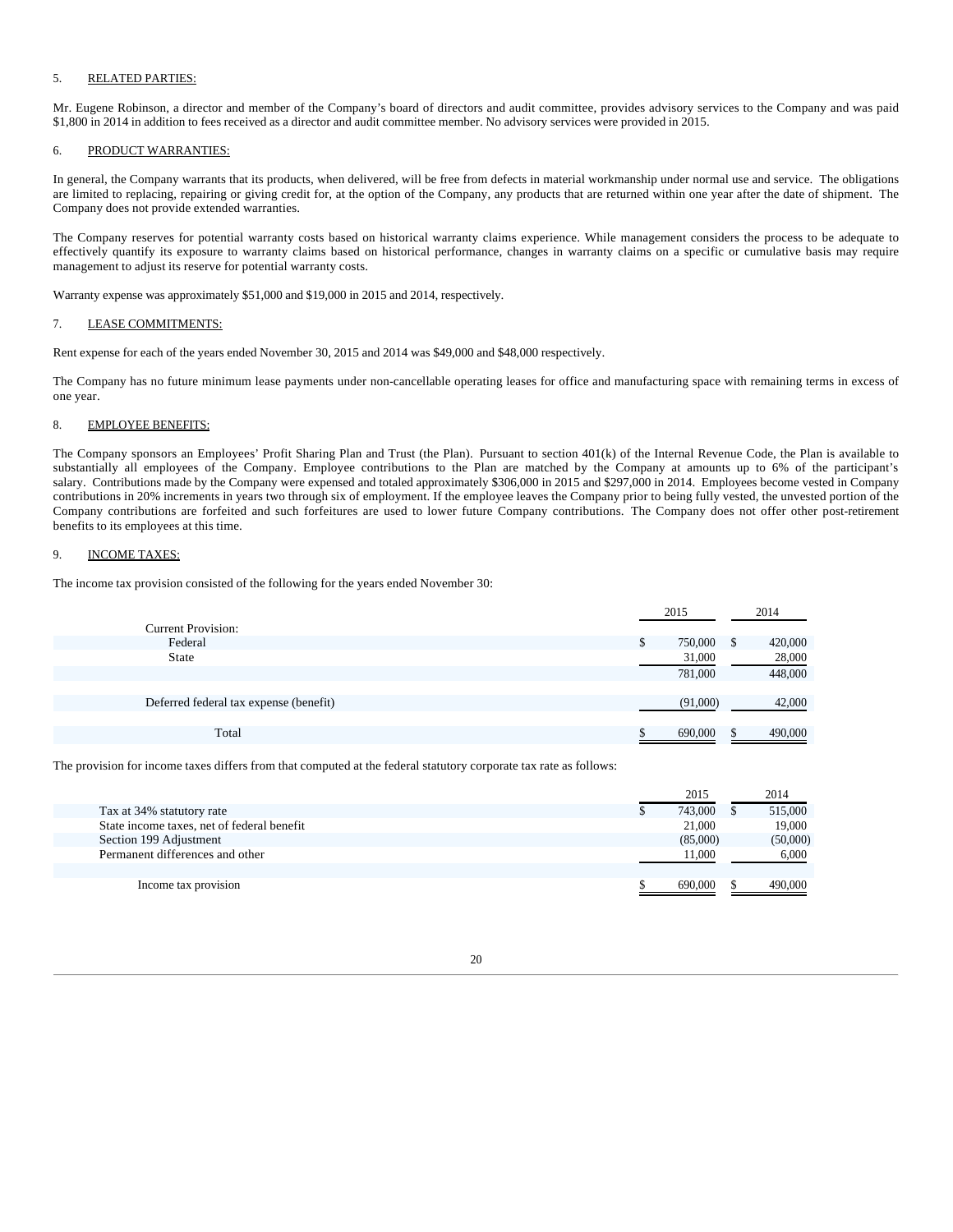5. RELATED PARTIES:

Mr. Eugene Robinson, a director and member of the Company's board of directors and audit committee, provides advisory services to the Company and was paid $1,800 in 2014 in addition to fees received as a director and audit committee member. No advisory services were provided in 2015.

6. PRODUCT WARRANTIES:

In general, the Company warrants that its products, when delivered, will be free from defects in material workmanship under normal use and service. The obligations are limited to replacing, repairing or giving credit for, at the option of the Company, any products that are returned within one year after the date of shipment. The Company does not provide extended warranties.

The Company reserves for potential warranty costs based on historical warranty claims experience. While management considers the process to be adequate to effectively quantify its exposure to warranty claims based on historical performance, changes in warranty claims on a specific or cumulative basis may require management to adjust its reserve for potential warranty costs.

Warranty expense was approximately $51,000 and $19,000 in 2015 and 2014, respectively.

7. LEASE COMMITMENTS:

Rent expense for each of the years ended November 30, 2015 and 2014 was $49,000 and $48,000 respectively.

The Company has no future minimum lease payments under non-cancellable operating leases for office and manufacturing space with remaining terms in excess of one year.

8. EMPLOYEE BENEFITS:

The Company sponsors an Employees' Profit Sharing Plan and Trust (the Plan). Pursuant to section 401(k) of the Internal Revenue Code, the Plan is available to substantially all employees of the Company. Employee contributions to the Plan are matched by the Company at amounts up to 6% of the participant's salary. Contributions made by the Company were expensed and totaled approximately $306,000 in 2015 and $297,000 in 2014. Employees become vested in Company contributions in 20% increments in years two through six of employment. If the employee leaves the Company prior to being fully vested, the unvested portion of the Company contributions are forfeited and such forfeitures are used to lower future Company contributions. The Company does not offer other post-retirement benefits to its employees at this time.

9. INCOME TAXES:

The income tax provision consisted of the following for the years ended November 30:

| | 2015 | 2014 |
|---|---|---|
| Current Provision: | | |
| Federal | $ 750,000 | $ 420,000 |
| State | 31,000 | 28,000 |
| | 781,000 | 448,000 |
| Deferred federal tax expense (benefit) | (91,000) | 42,000 |
| Total | $ 690,000 | $ 490,000 |

The provision for income taxes differs from that computed at the federal statutory corporate tax rate as follows:

| | 2015 | 2014 |
|---|---|---|
| Tax at 34% statutory rate | $ 743,000 | $ 515,000 |
| State income taxes, net of federal benefit | 21,000 | 19,000 |
| Section 199 Adjustment | (85,000) | (50,000) |
| Permanent differences and other | 11,000 | 6,000 |
| Income tax provision | $ 690,000 | $ 490,000 |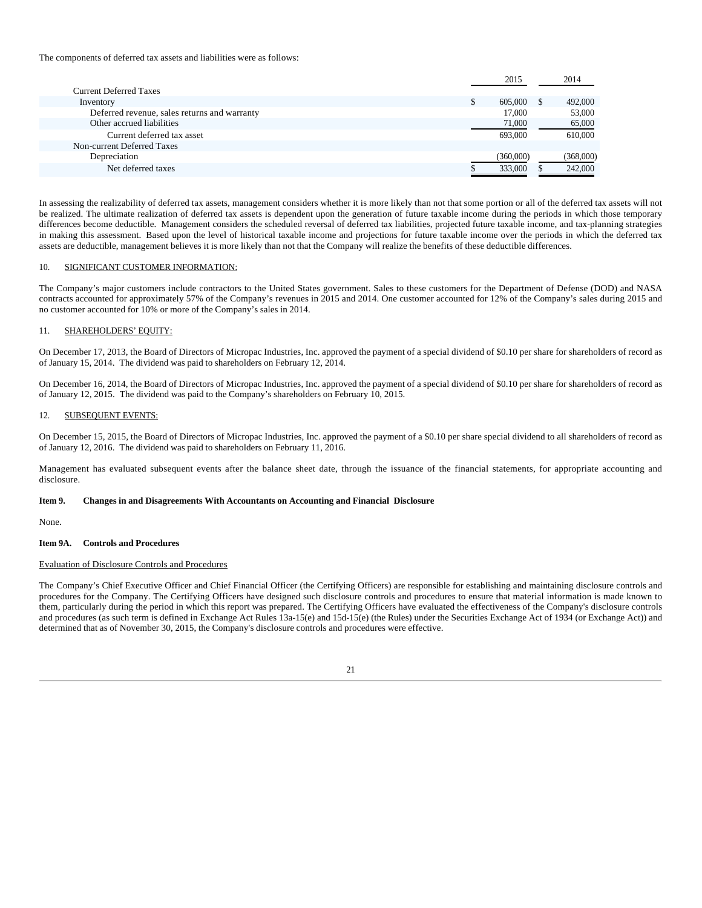The components of deferred tax assets and liabilities were as follows:

| | 2015 | 2014 |
|---|---|---|
| Current Deferred Taxes | | |
| Inventory | $ 605,000 | $ 492,000 |
| Deferred revenue, sales returns and warranty | 17,000 | 53,000 |
| Other accrued liabilities | 71,000 | 65,000 |
| Current deferred tax asset | 693,000 | 610,000 |
| Non-current Deferred Taxes | | |
| Depreciation | (360,000) | (368,000) |
| Net deferred taxes | $ 333,000 | $ 242,000 |

In assessing the realizability of deferred tax assets, management considers whether it is more likely than not that some portion or all of the deferred tax assets will not be realized. The ultimate realization of deferred tax assets is dependent upon the generation of future taxable income during the periods in which those temporary differences become deductible. Management considers the scheduled reversal of deferred tax liabilities, projected future taxable income, and tax-planning strategies in making this assessment. Based upon the level of historical taxable income and projections for future taxable income over the periods in which the deferred tax assets are deductible, management believes it is more likely than not that the Company will realize the benefits of these deductible differences.

10. SIGNIFICANT CUSTOMER INFORMATION:

The Company's major customers include contractors to the United States government. Sales to these customers for the Department of Defense (DOD) and NASA contracts accounted for approximately 57% of the Company's revenues in 2015 and 2014. One customer accounted for 12% of the Company's sales during 2015 and no customer accounted for 10% or more of the Company's sales in 2014.

11. SHAREHOLDERS' EQUITY:

On December 17, 2013, the Board of Directors of Micropac Industries, Inc. approved the payment of a special dividend of $0.10 per share for shareholders of record as of January 15, 2014. The dividend was paid to shareholders on February 12, 2014.

On December 16, 2014, the Board of Directors of Micropac Industries, Inc. approved the payment of a special dividend of $0.10 per share for shareholders of record as of January 12, 2015. The dividend was paid to the Company's shareholders on February 10, 2015.

12. SUBSEQUENT EVENTS:

On December 15, 2015, the Board of Directors of Micropac Industries, Inc. approved the payment of a $0.10 per share special dividend to all shareholders of record as of January 12, 2016. The dividend was paid to shareholders on February 11, 2016.

Management has evaluated subsequent events after the balance sheet date, through the issuance of the financial statements, for appropriate accounting and disclosure.

**Item 9. Changes in and Disagreements With Accountants on Accounting and Financial Disclosure**

None.

**Item 9A. Controls and Procedures**

Evaluation of Disclosure Controls and Procedures

The Company's Chief Executive Officer and Chief Financial Officer (the Certifying Officers) are responsible for establishing and maintaining disclosure controls and procedures for the Company. The Certifying Officers have designed such disclosure controls and procedures to ensure that material information is made known to them, particularly during the period in which this report was prepared. The Certifying Officers have evaluated the effectiveness of the Company's disclosure controls and procedures (as such term is defined in Exchange Act Rules 13a-15(e) and 15d-15(e) (the Rules) under the Securities Exchange Act of 1934 (or Exchange Act)) and determined that as of November 30, 2015, the Company's disclosure controls and procedures were effective.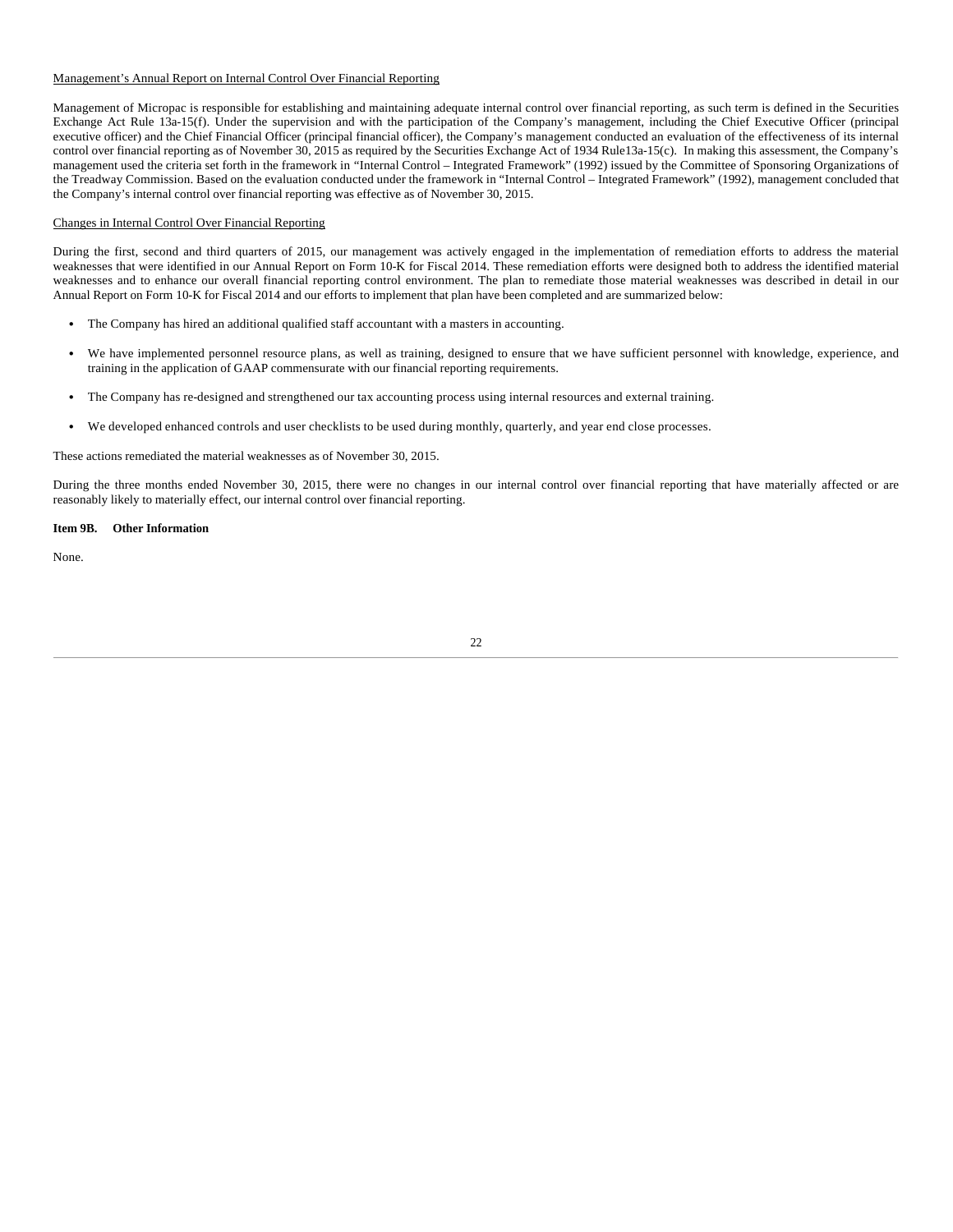Management's Annual Report on Internal Control Over Financial Reporting

Management of Micropac is responsible for establishing and maintaining adequate internal control over financial reporting, as such term is defined in the Securities Exchange Act Rule 13a-15(f). Under the supervision and with the participation of the Company's management, including the Chief Executive Officer (principal executive officer) and the Chief Financial Officer (principal financial officer), the Company's management conducted an evaluation of the effectiveness of its internal control over financial reporting as of November 30, 2015 as required by the Securities Exchange Act of 1934 Rule13a-15(c). In making this assessment, the Company's management used the criteria set forth in the framework in "Internal Control – Integrated Framework" (1992) issued by the Committee of Sponsoring Organizations of the Treadway Commission. Based on the evaluation conducted under the framework in "Internal Control – Integrated Framework" (1992), management concluded that the Company's internal control over financial reporting was effective as of November 30, 2015.

Changes in Internal Control Over Financial Reporting

During the first, second and third quarters of 2015, our management was actively engaged in the implementation of remediation efforts to address the material weaknesses that were identified in our Annual Report on Form 10-K for Fiscal 2014. These remediation efforts were designed both to address the identified material weaknesses and to enhance our overall financial reporting control environment. The plan to remediate those material weaknesses was described in detail in our Annual Report on Form 10-K for Fiscal 2014 and our efforts to implement that plan have been completed and are summarized below:

- The Company has hired an additional qualified staff accountant with a masters in accounting.
- We have implemented personnel resource plans, as well as training, designed to ensure that we have sufficient personnel with knowledge, experience, and training in the application of GAAP commensurate with our financial reporting requirements.
- The Company has re-designed and strengthened our tax accounting process using internal resources and external training.
- We developed enhanced controls and user checklists to be used during monthly, quarterly, and year end close processes.

These actions remediated the material weaknesses as of November 30, 2015.

During the three months ended November 30, 2015, there were no changes in our internal control over financial reporting that have materially affected or are reasonably likely to materially effect, our internal control over financial reporting.

**Item 9B. Other Information**

None.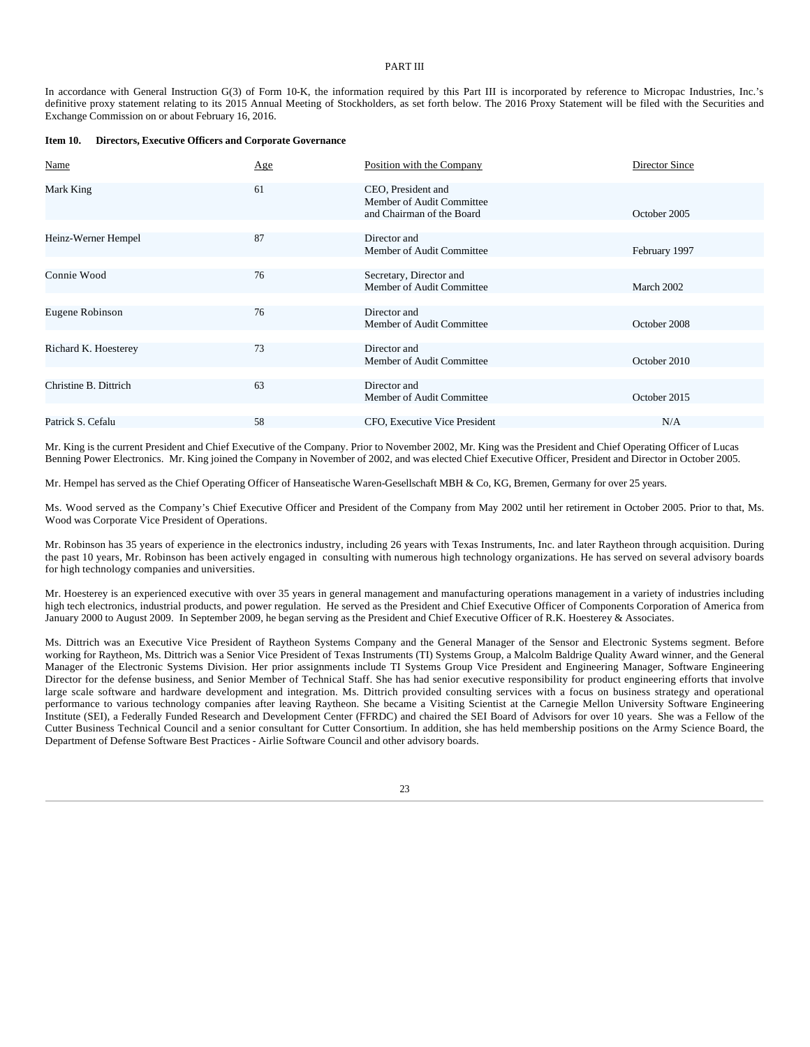PART III

In accordance with General Instruction G(3) of Form 10-K, the information required by this Part III is incorporated by reference to Micropac Industries, Inc.'s definitive proxy statement relating to its 2015 Annual Meeting of Stockholders, as set forth below. The 2016 Proxy Statement will be filed with the Securities and Exchange Commission on or about February 16, 2016.

**Item 10. Directors, Executive Officers and Corporate Governance**

| Name | Age | Position with the Company | Director Since |
|---|---|---|---|
| Mark King | 61 | CEO, President and Member of Audit Committee and Chairman of the Board | October 2005 |
| Heinz-Werner Hempel | 87 | Director and Member of Audit Committee | February 1997 |
| Connie Wood | 76 | Secretary, Director and Member of Audit Committee | March 2002 |
| Eugene Robinson | 76 | Director and Member of Audit Committee | October 2008 |
| Richard K. Hoesterey | 73 | Director and Member of Audit Committee | October 2010 |
| Christine B. Dittrich | 63 | Director and Member of Audit Committee | October 2015 |
| Patrick S. Cefalu | 58 | CFO, Executive Vice President | N/A |

Mr. King is the current President and Chief Executive of the Company. Prior to November 2002, Mr. King was the President and Chief Operating Officer of Lucas Benning Power Electronics. Mr. King joined the Company in November of 2002, and was elected Chief Executive Officer, President and Director in October 2005.

Mr. Hempel has served as the Chief Operating Officer of Hanseatische Waren-Gesellschaft MBH & Co, KG, Bremen, Germany for over 25 years.

Ms. Wood served as the Company's Chief Executive Officer and President of the Company from May 2002 until her retirement in October 2005. Prior to that, Ms. Wood was Corporate Vice President of Operations.

Mr. Robinson has 35 years of experience in the electronics industry, including 26 years with Texas Instruments, Inc. and later Raytheon through acquisition. During the past 10 years, Mr. Robinson has been actively engaged in consulting with numerous high technology organizations. He has served on several advisory boards for high technology companies and universities.

Mr. Hoesterey is an experienced executive with over 35 years in general management and manufacturing operations management in a variety of industries including high tech electronics, industrial products, and power regulation. He served as the President and Chief Executive Officer of Components Corporation of America from January 2000 to August 2009. In September 2009, he began serving as the President and Chief Executive Officer of R.K. Hoesterey & Associates.

Ms. Dittrich was an Executive Vice President of Raytheon Systems Company and the General Manager of the Sensor and Electronic Systems segment. Before working for Raytheon, Ms. Dittrich was a Senior Vice President of Texas Instruments (TI) Systems Group, a Malcolm Baldrige Quality Award winner, and the General Manager of the Electronic Systems Division. Her prior assignments include TI Systems Group Vice President and Engineering Manager, Software Engineering Director for the defense business, and Senior Member of Technical Staff. She has had senior executive responsibility for product engineering efforts that involve large scale software and hardware development and integration. Ms. Dittrich provided consulting services with a focus on business strategy and operational performance to various technology companies after leaving Raytheon. She became a Visiting Scientist at the Carnegie Mellon University Software Engineering Institute (SEI), a Federally Funded Research and Development Center (FFRDC) and chaired the SEI Board of Advisors for over 10 years. She was a Fellow of the Cutter Business Technical Council and a senior consultant for Cutter Consortium. In addition, she has held membership positions on the Army Science Board, the Department of Defense Software Best Practices - Airlie Software Council and other advisory boards.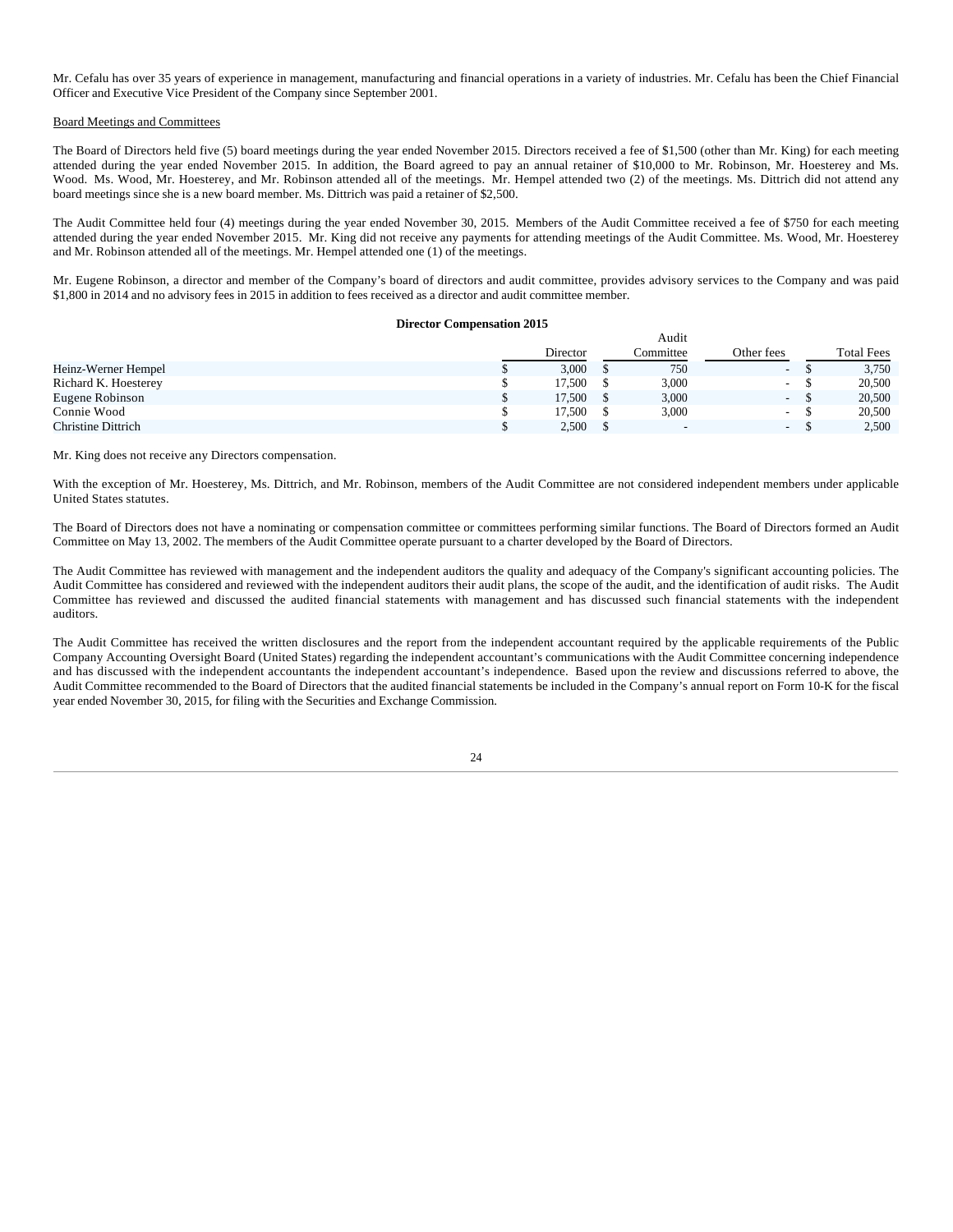Mr. Cefalu has over 35 years of experience in management, manufacturing and financial operations in a variety of industries. Mr. Cefalu has been the Chief Financial Officer and Executive Vice President of the Company since September 2001.

Board Meetings and Committees

The Board of Directors held five (5) board meetings during the year ended November 2015. Directors received a fee of $1,500 (other than Mr. King) for each meeting attended during the year ended November 2015. In addition, the Board agreed to pay an annual retainer of $10,000 to Mr. Robinson, Mr. Hoesterey and Ms. Wood. Ms. Wood, Mr. Hoesterey, and Mr. Robinson attended all of the meetings. Mr. Hempel attended two (2) of the meetings. Ms. Dittrich did not attend any board meetings since she is a new board member. Ms. Dittrich was paid a retainer of $2,500.

The Audit Committee held four (4) meetings during the year ended November 30, 2015. Members of the Audit Committee received a fee of $750 for each meeting attended during the year ended November 2015. Mr. King did not receive any payments for attending meetings of the Audit Committee. Ms. Wood, Mr. Hoesterey and Mr. Robinson attended all of the meetings. Mr. Hempel attended one (1) of the meetings.

Mr. Eugene Robinson, a director and member of the Company's board of directors and audit committee, provides advisory services to the Company and was paid $1,800 in 2014 and no advisory fees in 2015 in addition to fees received as a director and audit committee member.

**Director Compensation 2015**

| | Director | Audit Committee | Other fees | Total Fees |
|---|---|---|---|---|
| Heinz-Werner Hempel | $ 3,000 | $ 750 | - | $ 3,750 |
| Richard K. Hoesterey | $ 17,500 | $ 3,000 | - | $ 20,500 |
| Eugene Robinson | $ 17,500 | $ 3,000 | - | $ 20,500 |
| Connie Wood | $ 17,500 | $ 3,000 | - | $ 20,500 |
| Christine Dittrich | $ 2,500 | $ - | - | $ 2,500 |

Mr. King does not receive any Directors compensation.

With the exception of Mr. Hoesterey, Ms. Dittrich, and Mr. Robinson, members of the Audit Committee are not considered independent members under applicable United States statutes.

The Board of Directors does not have a nominating or compensation committee or committees performing similar functions. The Board of Directors formed an Audit Committee on May 13, 2002. The members of the Audit Committee operate pursuant to a charter developed by the Board of Directors.

The Audit Committee has reviewed with management and the independent auditors the quality and adequacy of the Company's significant accounting policies. The Audit Committee has considered and reviewed with the independent auditors their audit plans, the scope of the audit, and the identification of audit risks. The Audit Committee has reviewed and discussed the audited financial statements with management and has discussed such financial statements with the independent auditors.

The Audit Committee has received the written disclosures and the report from the independent accountant required by the applicable requirements of the Public Company Accounting Oversight Board (United States) regarding the independent accountant's communications with the Audit Committee concerning independence and has discussed with the independent accountants the independent accountant's independence. Based upon the review and discussions referred to above, the Audit Committee recommended to the Board of Directors that the audited financial statements be included in the Company's annual report on Form 10-K for the fiscal year ended November 30, 2015, for filing with the Securities and Exchange Commission.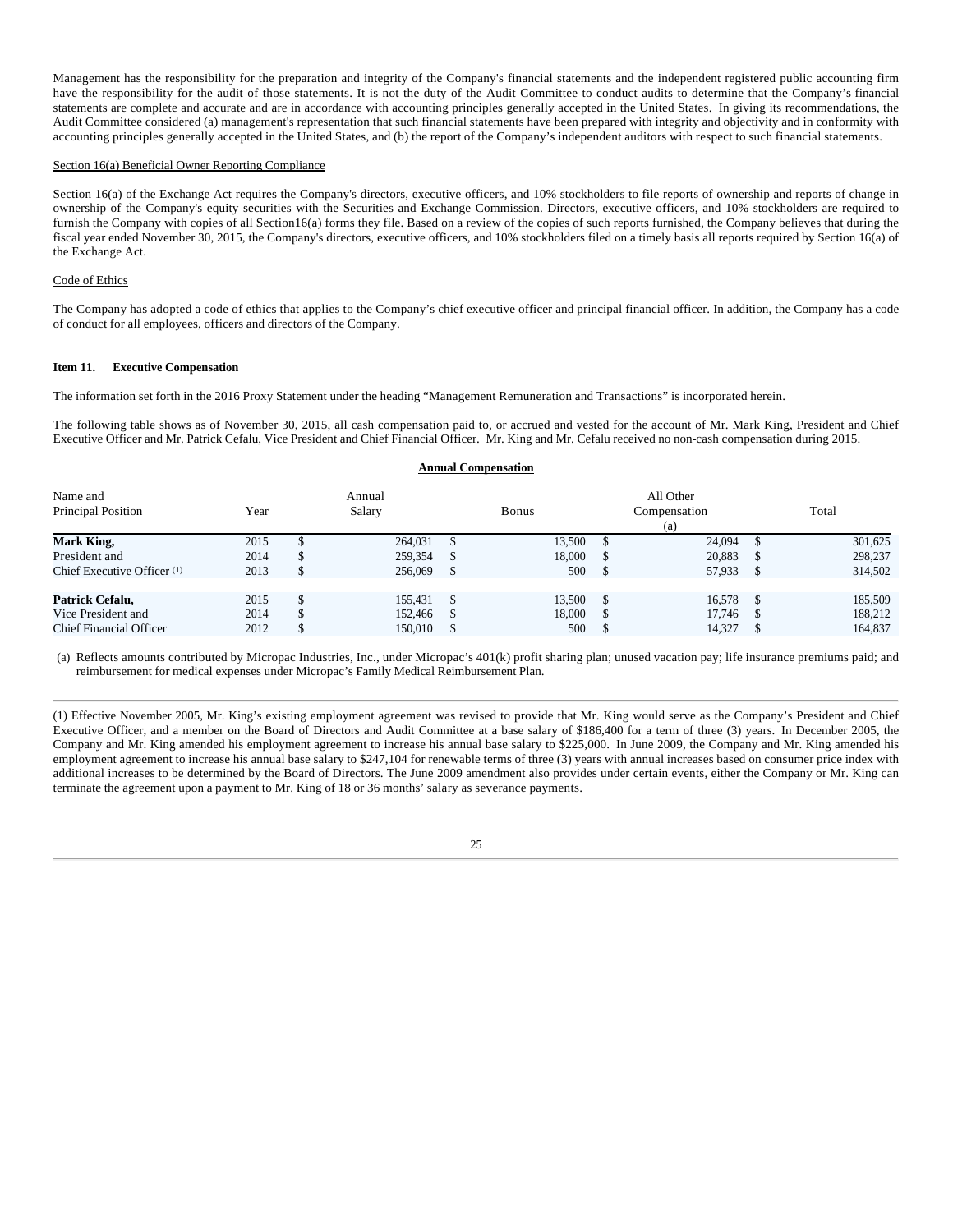Management has the responsibility for the preparation and integrity of the Company's financial statements and the independent registered public accounting firm have the responsibility for the audit of those statements. It is not the duty of the Audit Committee to conduct audits to determine that the Company's financial statements are complete and accurate and are in accordance with accounting principles generally accepted in the United States. In giving its recommendations, the Audit Committee considered (a) management's representation that such financial statements have been prepared with integrity and objectivity and in conformity with accounting principles generally accepted in the United States, and (b) the report of the Company's independent auditors with respect to such financial statements.

Section 16(a) Beneficial Owner Reporting Compliance

Section 16(a) of the Exchange Act requires the Company's directors, executive officers, and 10% stockholders to file reports of ownership and reports of change in ownership of the Company's equity securities with the Securities and Exchange Commission. Directors, executive officers, and 10% stockholders are required to furnish the Company with copies of all Section16(a) forms they file. Based on a review of the copies of such reports furnished, the Company believes that during the fiscal year ended November 30, 2015, the Company's directors, executive officers, and 10% stockholders filed on a timely basis all reports required by Section 16(a) of the Exchange Act.

Code of Ethics

The Company has adopted a code of ethics that applies to the Company's chief executive officer and principal financial officer. In addition, the Company has a code of conduct for all employees, officers and directors of the Company.

**Item 11. Executive Compensation**

The information set forth in the 2016 Proxy Statement under the heading "Management Remuneration and Transactions" is incorporated herein.

The following table shows as of November 30, 2015, all cash compensation paid to, or accrued and vested for the account of Mr. Mark King, President and Chief Executive Officer and Mr. Patrick Cefalu, Vice President and Chief Financial Officer. Mr. King and Mr. Cefalu received no non-cash compensation during 2015.

**Annual Compensation**

| Name and Principal Position | Year | Annual Salary | Bonus | All Other Compensation (a) | Total |
|---|---|---|---|---|---|
| **Mark King,** | 2015 | $ 264,031 | $ 13,500 | $ 24,094 | $ 301,625 |
| President and | 2014 | $ 259,354 | $ 18,000 | $ 20,883 | $ 298,237 |
| Chief Executive Officer (1) | 2013 | $ 256,069 | $ 500 | $ 57,933 | $ 314,502 |
| | | | | | |
| **Patrick Cefalu,** | 2015 | $ 155,431 | $ 13,500 | $ 16,578 | $ 185,509 |
| Vice President and | 2014 | $ 152,466 | $ 18,000 | $ 17,746 | $ 188,212 |
| Chief Financial Officer | 2012 | $ 150,010 | $ 500 | $ 14,327 | $ 164,837 |

(a) Reflects amounts contributed by Micropac Industries, Inc., under Micropac's 401(k) profit sharing plan; unused vacation pay; life insurance premiums paid; and reimbursement for medical expenses under Micropac's Family Medical Reimbursement Plan.

(1) Effective November 2005, Mr. King's existing employment agreement was revised to provide that Mr. King would serve as the Company's President and Chief Executive Officer, and a member on the Board of Directors and Audit Committee at a base salary of $186,400 for a term of three (3) years. In December 2005, the Company and Mr. King amended his employment agreement to increase his annual base salary to $225,000. In June 2009, the Company and Mr. King amended his employment agreement to increase his annual base salary to $247,104 for renewable terms of three (3) years with annual increases based on consumer price index with additional increases to be determined by the Board of Directors. The June 2009 amendment also provides under certain events, either the Company or Mr. King can terminate the agreement upon a payment to Mr. King of 18 or 36 months' salary as severance payments.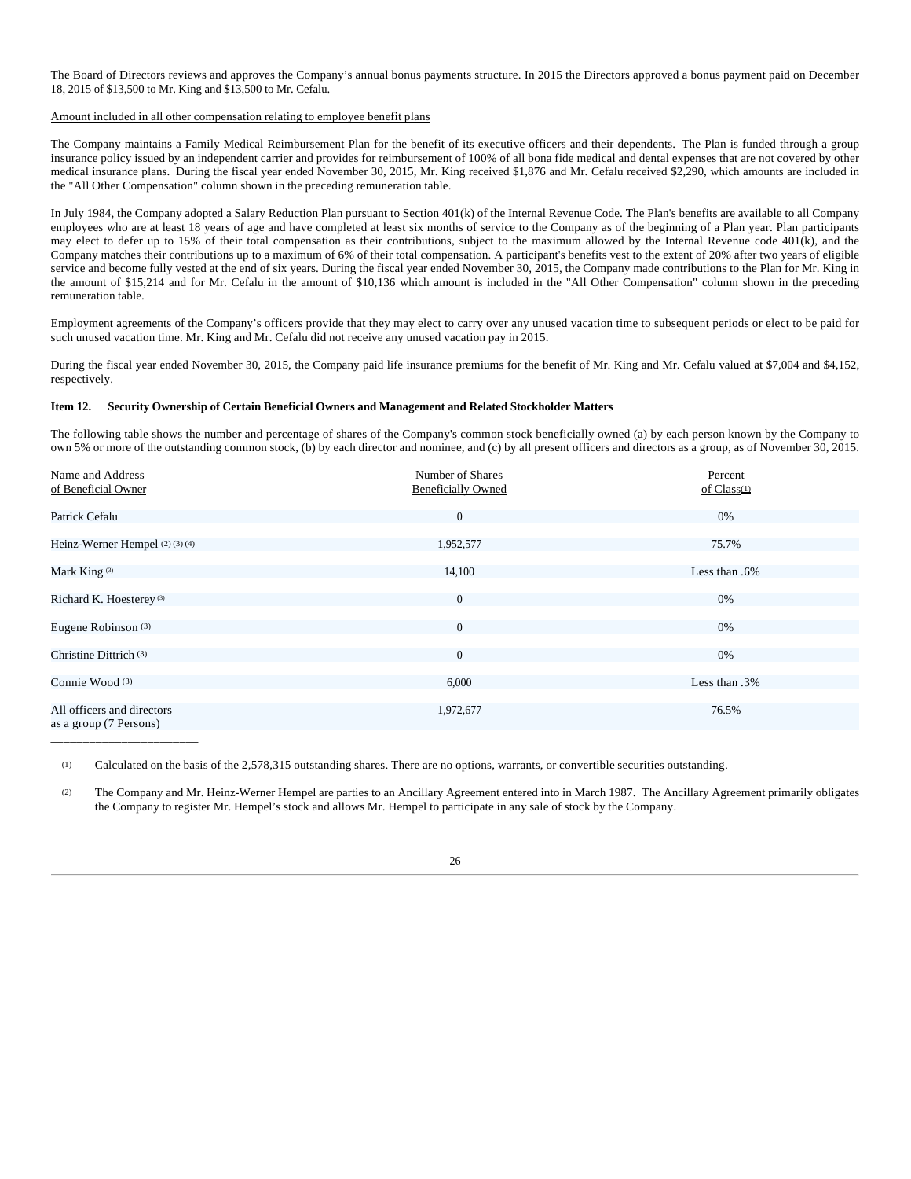The Board of Directors reviews and approves the Company's annual bonus payments structure. In 2015 the Directors approved a bonus payment paid on December 18, 2015 of $13,500 to Mr. King and $13,500 to Mr. Cefalu.

Amount included in all other compensation relating to employee benefit plans

The Company maintains a Family Medical Reimbursement Plan for the benefit of its executive officers and their dependents. The Plan is funded through a group insurance policy issued by an independent carrier and provides for reimbursement of 100% of all bona fide medical and dental expenses that are not covered by other medical insurance plans. During the fiscal year ended November 30, 2015, Mr. King received $1,876 and Mr. Cefalu received $2,290, which amounts are included in the "All Other Compensation" column shown in the preceding remuneration table.

In July 1984, the Company adopted a Salary Reduction Plan pursuant to Section 401(k) of the Internal Revenue Code. The Plan's benefits are available to all Company employees who are at least 18 years of age and have completed at least six months of service to the Company as of the beginning of a Plan year. Plan participants may elect to defer up to 15% of their total compensation as their contributions, subject to the maximum allowed by the Internal Revenue code 401(k), and the Company matches their contributions up to a maximum of 6% of their total compensation. A participant's benefits vest to the extent of 20% after two years of eligible service and become fully vested at the end of six years. During the fiscal year ended November 30, 2015, the Company made contributions to the Plan for Mr. King in the amount of $15,214 and for Mr. Cefalu in the amount of $10,136 which amount is included in the "All Other Compensation" column shown in the preceding remuneration table.

Employment agreements of the Company's officers provide that they may elect to carry over any unused vacation time to subsequent periods or elect to be paid for such unused vacation time. Mr. King and Mr. Cefalu did not receive any unused vacation pay in 2015.

During the fiscal year ended November 30, 2015, the Company paid life insurance premiums for the benefit of Mr. King and Mr. Cefalu valued at $7,004 and $4,152, respectively.

**Item 12. Security Ownership of Certain Beneficial Owners and Management and Related Stockholder Matters**

The following table shows the number and percentage of shares of the Company's common stock beneficially owned (a) by each person known by the Company to own 5% or more of the outstanding common stock, (b) by each director and nominee, and (c) by all present officers and directors as a group, as of November 30, 2015.

| Name and Address of Beneficial Owner | Number of Shares Beneficially Owned | Percent of Class(1) |
|---|---|---|
| Patrick Cefalu | 0 | 0% |
| Heinz-Werner Hempel (2) (3) (4) | 1,952,577 | 75.7% |
| Mark King (3) | 14,100 | Less than .6% |
| Richard K. Hoesterey (3) | 0 | 0% |
| Eugene Robinson (3) | 0 | 0% |
| Christine Dittrich (3) | 0 | 0% |
| Connie Wood (3) | 6,000 | Less than .3% |
| All officers and directors as a group (7 Persons) | 1,972,677 | 76.5% |

(1) Calculated on the basis of the 2,578,315 outstanding shares. There are no options, warrants, or convertible securities outstanding.

(2) The Company and Mr. Heinz-Werner Hempel are parties to an Ancillary Agreement entered into in March 1987. The Ancillary Agreement primarily obligates the Company to register Mr. Hempel's stock and allows Mr. Hempel to participate in any sale of stock by the Company.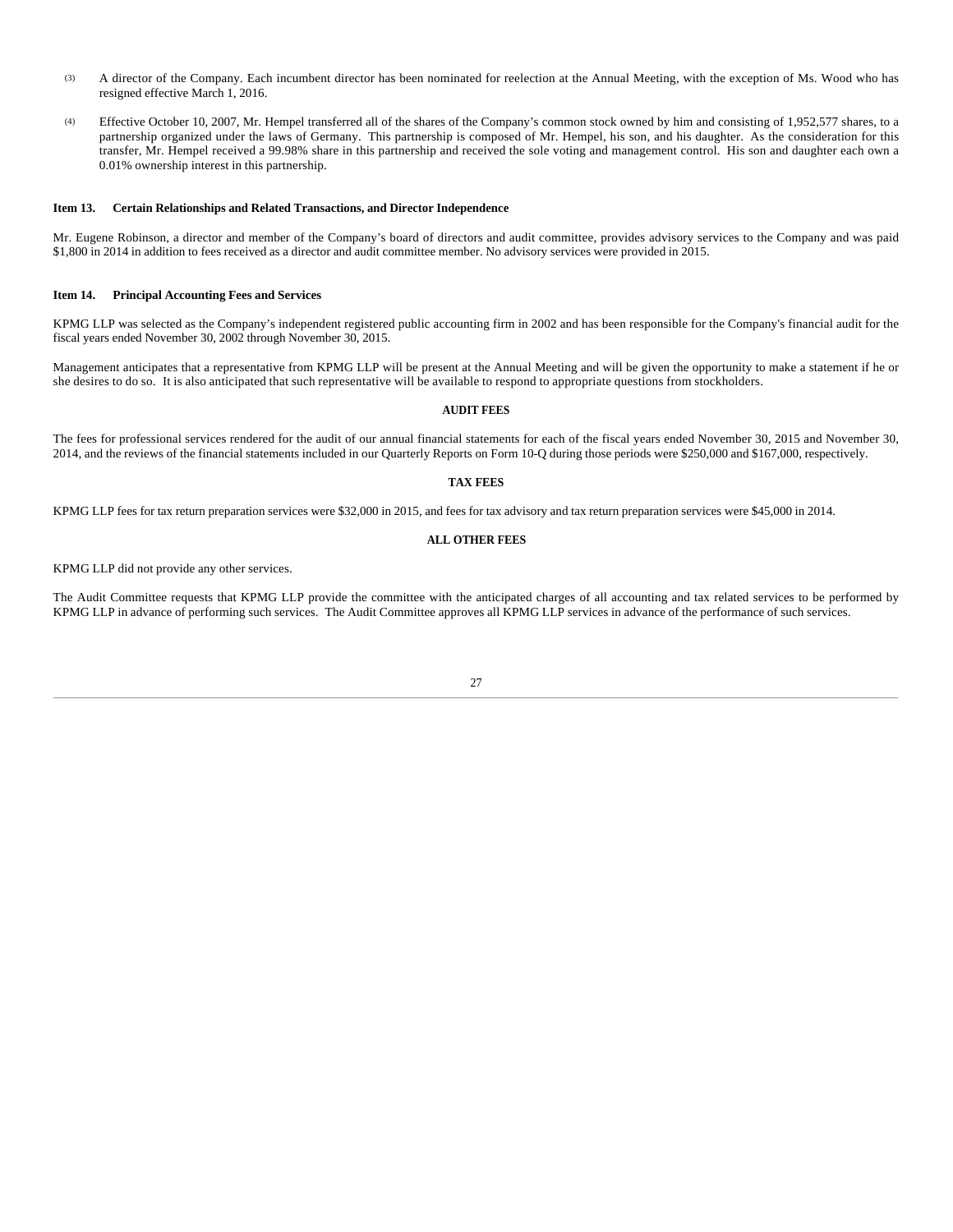(3) A director of the Company. Each incumbent director has been nominated for reelection at the Annual Meeting, with the exception of Ms. Wood who has resigned effective March 1, 2016.

(4) Effective October 10, 2007, Mr. Hempel transferred all of the shares of the Company's common stock owned by him and consisting of 1,952,577 shares, to a partnership organized under the laws of Germany. This partnership is composed of Mr. Hempel, his son, and his daughter. As the consideration for this transfer, Mr. Hempel received a 99.98% share in this partnership and received the sole voting and management control. His son and daughter each own a 0.01% ownership interest in this partnership.

## Item 13. Certain Relationships and Related Transactions, and Director Independence

Mr. Eugene Robinson, a director and member of the Company's board of directors and audit committee, provides advisory services to the Company and was paid $1,800 in 2014 in addition to fees received as a director and audit committee member. No advisory services were provided in 2015.

## Item 14. Principal Accounting Fees and Services

KPMG LLP was selected as the Company's independent registered public accounting firm in 2002 and has been responsible for the Company's financial audit for the fiscal years ended November 30, 2002 through November 30, 2015.

Management anticipates that a representative from KPMG LLP will be present at the Annual Meeting and will be given the opportunity to make a statement if he or she desires to do so. It is also anticipated that such representative will be available to respond to appropriate questions from stockholders.

### AUDIT FEES

The fees for professional services rendered for the audit of our annual financial statements for each of the fiscal years ended November 30, 2015 and November 30, 2014, and the reviews of the financial statements included in our Quarterly Reports on Form 10-Q during those periods were $250,000 and $167,000, respectively.

### TAX FEES

KPMG LLP fees for tax return preparation services were $32,000 in 2015, and fees for tax advisory and tax return preparation services were $45,000 in 2014.

### ALL OTHER FEES

KPMG LLP did not provide any other services.

The Audit Committee requests that KPMG LLP provide the committee with the anticipated charges of all accounting and tax related services to be performed by KPMG LLP in advance of performing such services. The Audit Committee approves all KPMG LLP services in advance of the performance of such services.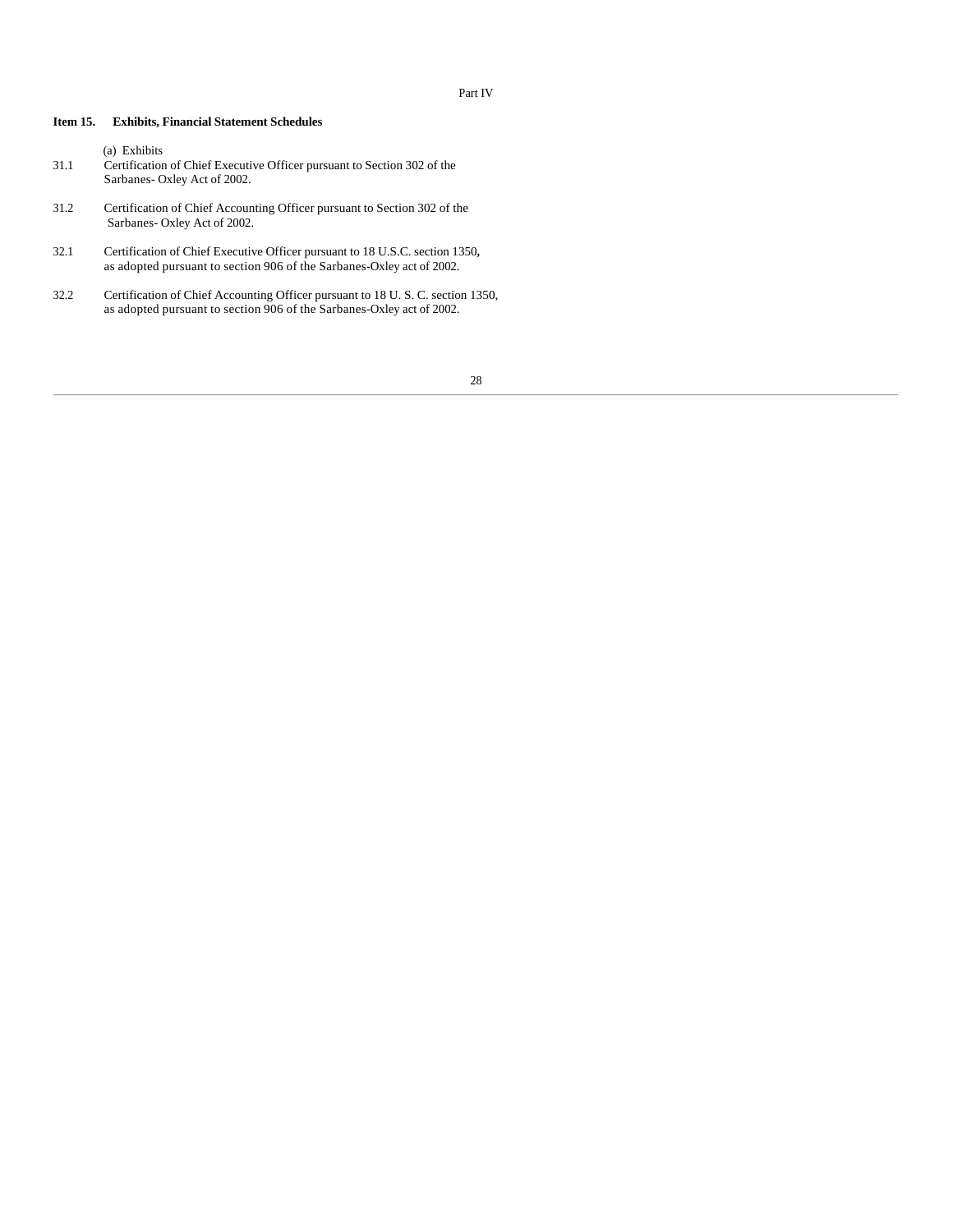Part IV

## Item 15. Exhibits, Financial Statement Schedules

(a) Exhibits

31.1 Certification of Chief Executive Officer pursuant to Section 302 of the Sarbanes- Oxley Act of 2002.

31.2 Certification of Chief Accounting Officer pursuant to Section 302 of the Sarbanes- Oxley Act of 2002.

32.1 Certification of Chief Executive Officer pursuant to 18 U.S.C. section 1350, as adopted pursuant to section 906 of the Sarbanes-Oxley act of 2002.

32.2 Certification of Chief Accounting Officer pursuant to 18 U. S. C. section 1350, as adopted pursuant to section 906 of the Sarbanes-Oxley act of 2002.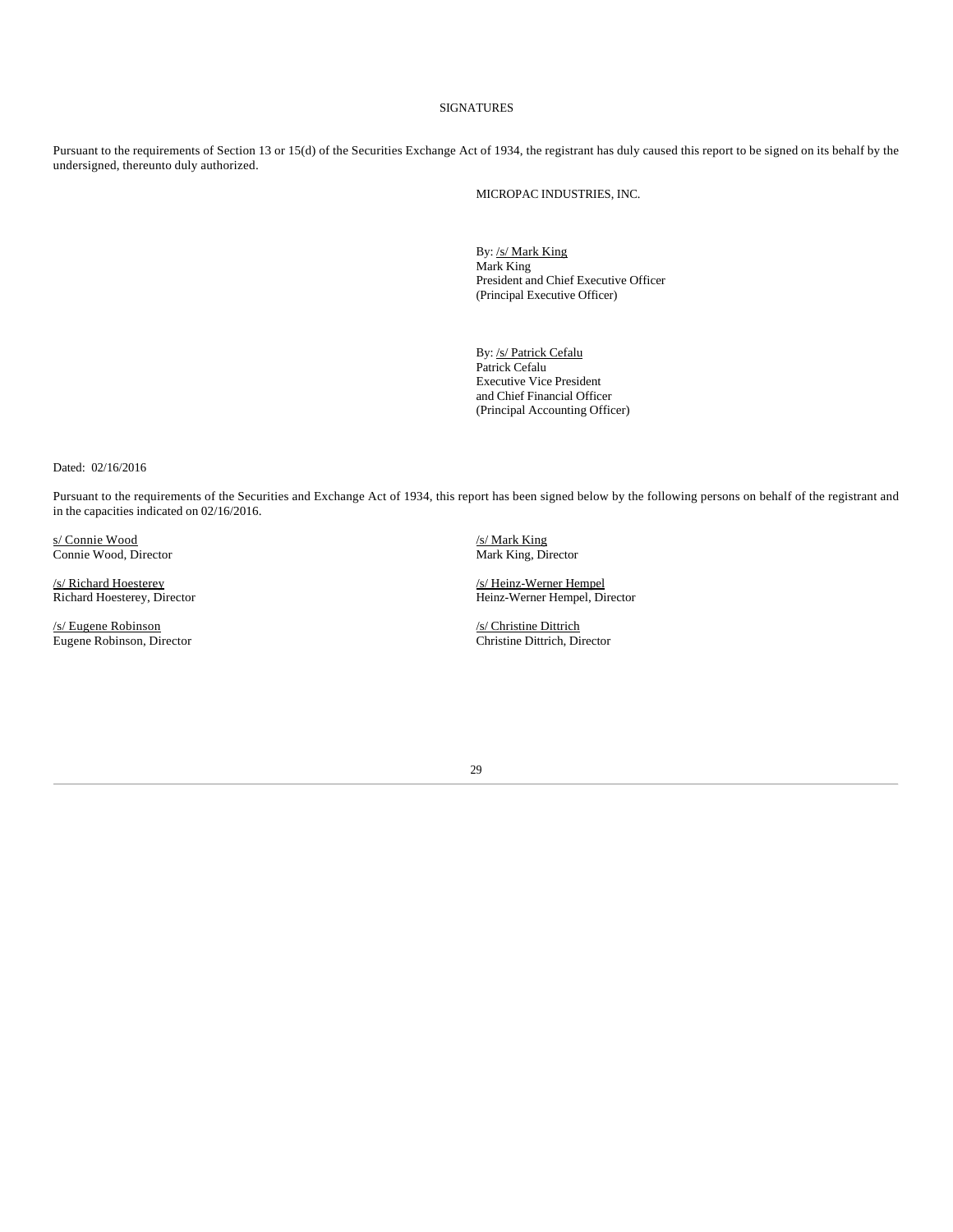SIGNATURES

Pursuant to the requirements of Section 13 or 15(d) of the Securities Exchange Act of 1934, the registrant has duly caused this report to be signed on its behalf by the undersigned, thereunto duly authorized.

MICROPAC INDUSTRIES, INC.

By: /s/ Mark King
Mark King
President and Chief Executive Officer
(Principal Executive Officer)

By: /s/ Patrick Cefalu
Patrick Cefalu
Executive Vice President
and Chief Financial Officer
(Principal Accounting Officer)

Dated: 02/16/2016

Pursuant to the requirements of the Securities and Exchange Act of 1934, this report has been signed below by the following persons on behalf of the registrant and in the capacities indicated on 02/16/2016.

s/ Connie Wood
Connie Wood, Director

/s/ Mark King
Mark King, Director

/s/ Richard Hoesterey
Richard Hoesterey, Director

/s/ Heinz-Werner Hempel
Heinz-Werner Hempel, Director

/s/ Eugene Robinson
Eugene Robinson, Director

/s/ Christine Dittrich
Christine Dittrich, Director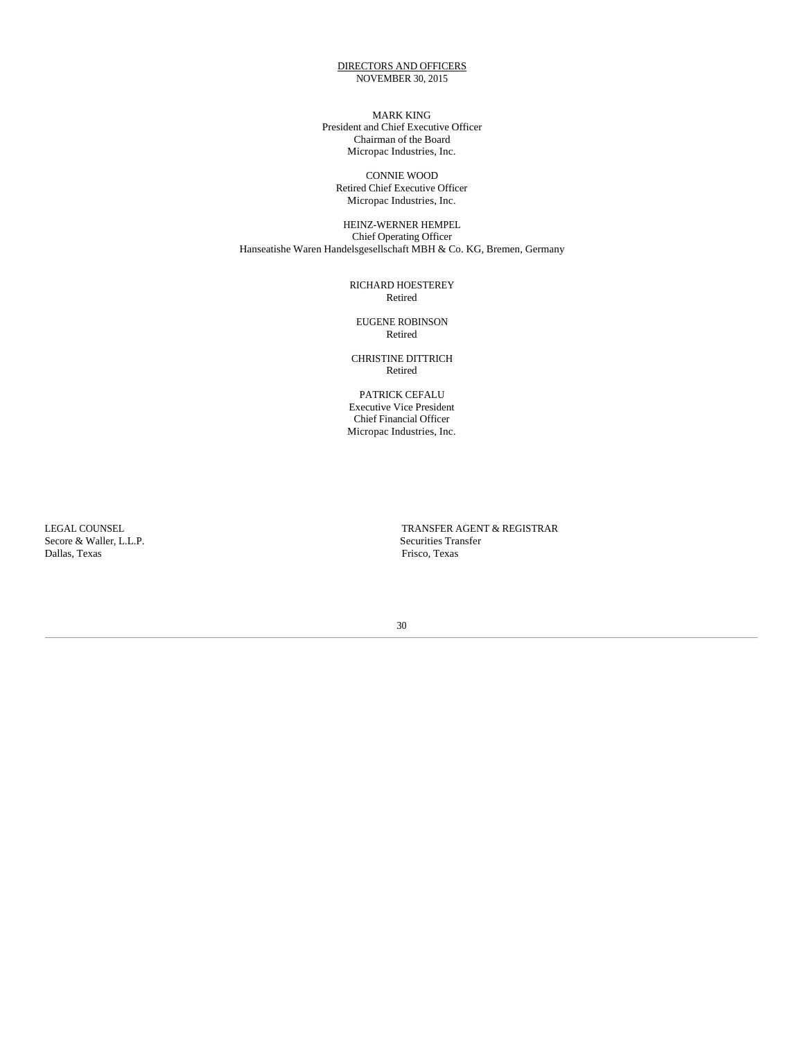## DIRECTORS AND OFFICERS
NOVEMBER 30, 2015

MARK KING
President and Chief Executive Officer
Chairman of the Board
Micropac Industries, Inc.

CONNIE WOOD
Retired Chief Executive Officer
Micropac Industries, Inc.

HEINZ-WERNER HEMPEL
Chief Operating Officer
Hanseatishe Waren Handelsgesellschaft MBH & Co. KG, Bremen, Germany

RICHARD HOESTEREY
Retired

EUGENE ROBINSON
Retired

CHRISTINE DITTRICH
Retired

PATRICK CEFALU
Executive Vice President
Chief Financial Officer
Micropac Industries, Inc.

LEGAL COUNSEL
Secore & Waller, L.L.P.
Dallas, Texas

TRANSFER AGENT & REGISTRAR
Securities Transfer
Frisco, Texas